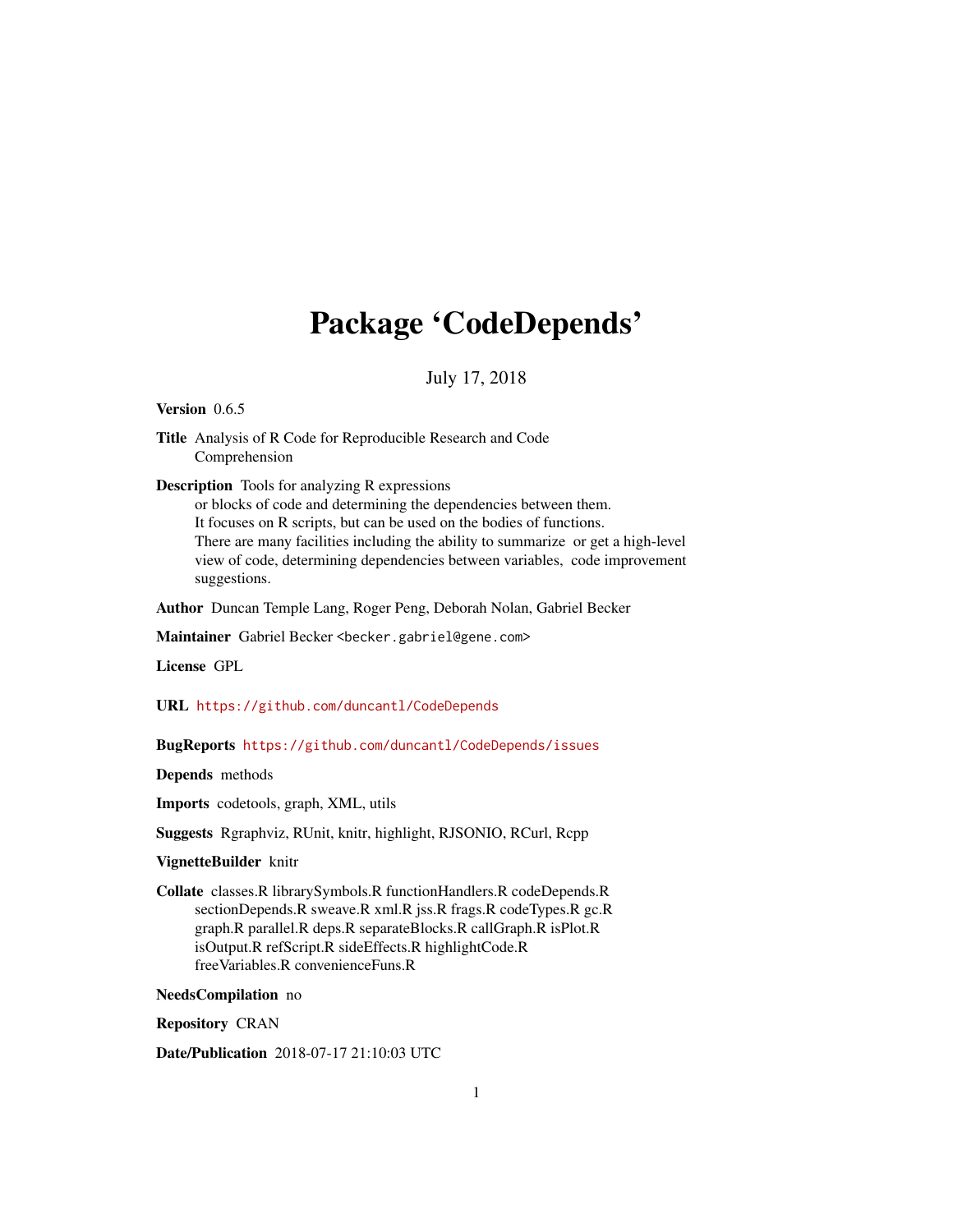# Package 'CodeDepends'

July 17, 2018

**Version** 0.6.5

**Title** Analysis of R Code for Reproducible Research and Code Comprehension

**Description** Tools for analyzing R expressions or blocks of code and determining the dependencies between them. It focuses on R scripts, but can be used on the bodies of functions. There are many facilities including the ability to summarize or get a high-level view of code, determining dependencies between variables, code improvement suggestions.

**Author** Duncan Temple Lang, Roger Peng, Deborah Nolan, Gabriel Becker

**Maintainer** Gabriel Becker <becker.gabriel@gene.com>

**License** GPL

**URL** https://github.com/duncantl/CodeDepends

**BugReports** https://github.com/duncantl/CodeDepends/issues

**Depends** methods

**Imports** codetools, graph, XML, utils

**Suggests** Rgraphviz, RUnit, knitr, highlight, RJSONIO, RCurl, Rcpp

**VignetteBuilder** knitr

**Collate** classes.R librarySymbols.R functionHandlers.R codeDepends.R sectionDepends.R sweave.R xml.R jss.R frags.R codeTypes.R gc.R graph.R parallel.R deps.R separateBlocks.R callGraph.R isPlot.R isOutput.R refScript.R sideEffects.R highlightCode.R freeVariables.R convenienceFuns.R

**NeedsCompilation** no

**Repository** CRAN

**Date/Publication** 2018-07-17 21:10:03 UTC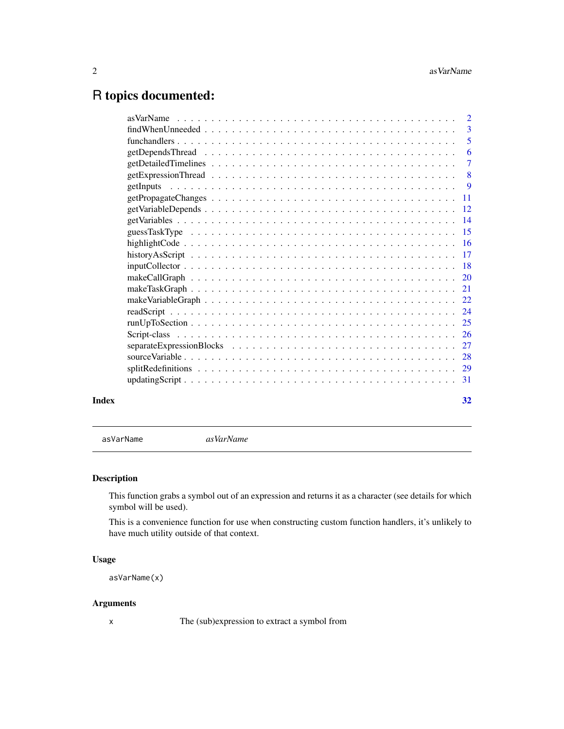# R topics documented:

| | |
|---|---|
| asVarName | 2 |
| findWhenUnneeded | 3 |
| funchandlers | 5 |
| getDependsThread | 6 |
| getDetailedTimelines | 7 |
| getExpressionThread | 8 |
| getInputs | 9 |
| getPropagateChanges | 11 |
| getVariableDepends | 12 |
| getVariables | 14 |
| guessTaskType | 15 |
| highlightCode | 16 |
| historyAsScript | 17 |
| inputCollector | 18 |
| makeCallGraph | 20 |
| makeTaskGraph | 21 |
| makeVariableGraph | 22 |
| readScript | 24 |
| runUpToSection | 25 |
| Script-class | 26 |
| separateExpressionBlocks | 27 |
| sourceVariable | 28 |
| splitRedefinitions | 29 |
| updatingScript | 31 |

**Index** **32**

---

`asVarName` *asVarName*

---

## Description

This function grabs a symbol out of an expression and returns it as a character (see details for which symbol will be used).

This is a convenience function for use when constructing custom function handlers, it's unlikely to have much utility outside of that context.

## Usage

```
asVarName(x)
```

## Arguments

`x` The (sub)expression to extract a symbol from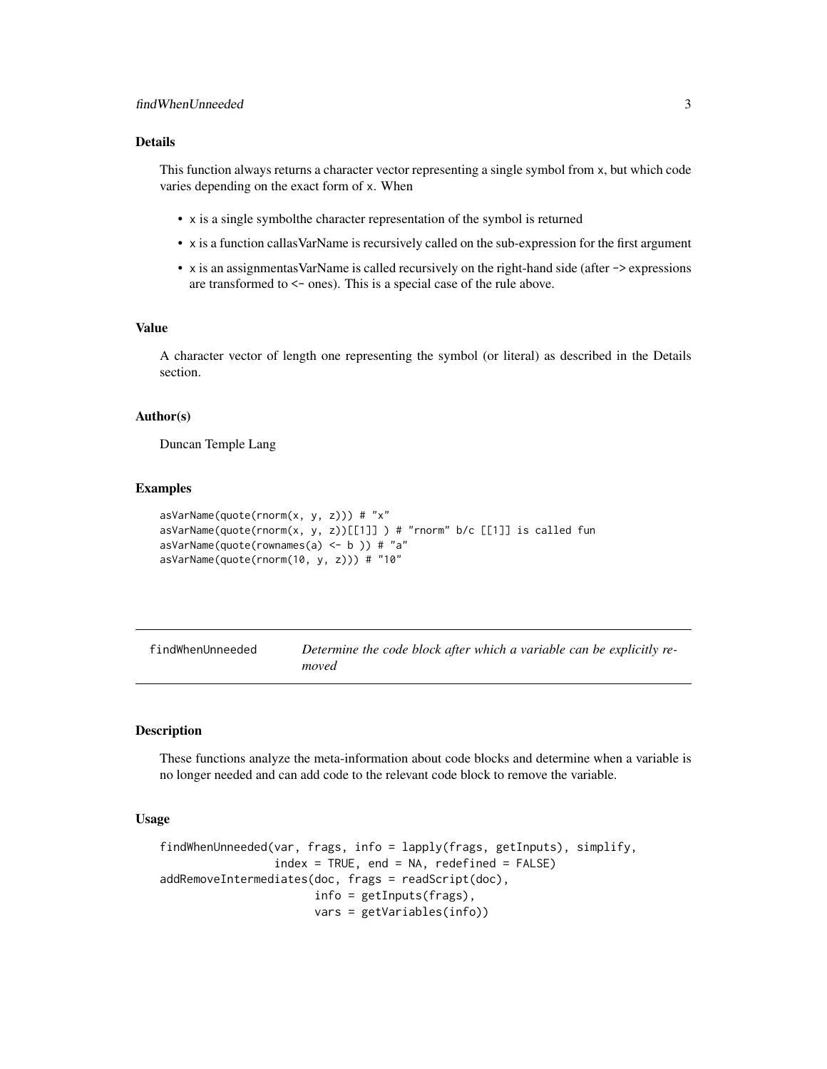### Details

This function always returns a character vector representing a single symbol from x, but which code varies depending on the exact form of x. When

- x is a single symbolthe character representation of the symbol is returned
- x is a function callasVarName is recursively called on the sub-expression for the first argument
- x is an assignmentasVarName is called recursively on the right-hand side (after -> expressions are transformed to <- ones). This is a special case of the rule above.

### Value

A character vector of length one representing the symbol (or literal) as described in the Details section.

### Author(s)

Duncan Temple Lang

### Examples

```
asVarName(quote(rnorm(x, y, z))) # "x"
asVarName(quote(rnorm(x, y, z))[[1]] ) # "rnorm" b/c [[1]] is called fun
asVarName(quote(rownames(a) <- b )) # "a"
asVarName(quote(rnorm(10, y, z))) # "10"
```

---

## findWhenUnneeded — *Determine the code block after which a variable can be explicitly removed*

---

### Description

These functions analyze the meta-information about code blocks and determine when a variable is no longer needed and can add code to the relevant code block to remove the variable.

### Usage

```
findWhenUnneeded(var, frags, info = lapply(frags, getInputs), simplify,
                 index = TRUE, end = NA, redefined = FALSE)
addRemoveIntermediates(doc, frags = readScript(doc),
                       info = getInputs(frags),
                       vars = getVariables(info))
```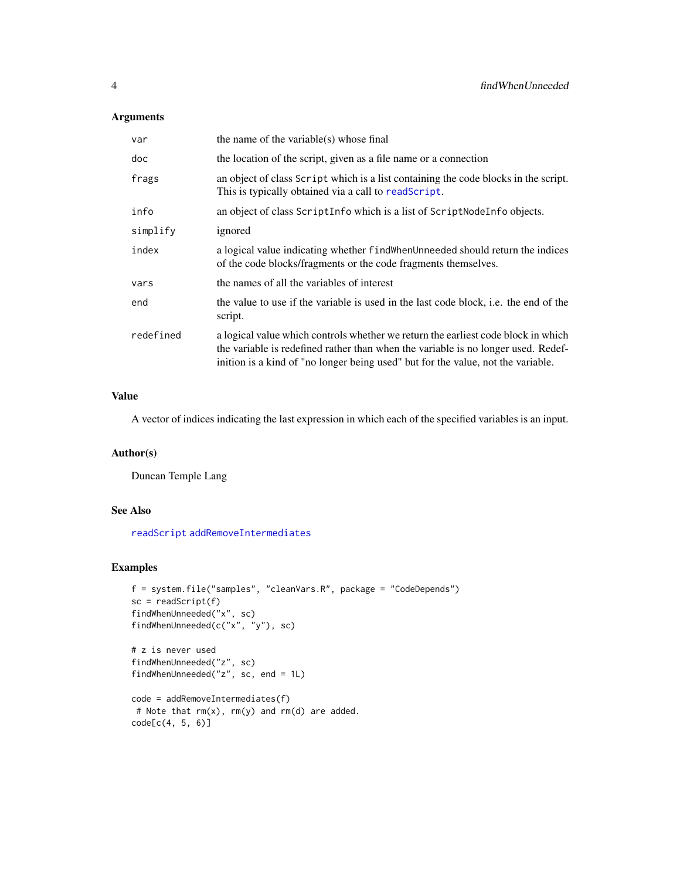### Arguments

| | |
|---|---|
| `var` | the name of the variable(s) whose final |
| `doc` | the location of the script, given as a file name or a connection |
| `frags` | an object of class `Script` which is a list containing the code blocks in the script. This is typically obtained via a call to `readScript`. |
| `info` | an object of class `ScriptInfo` which is a list of `ScriptNodeInfo` objects. |
| `simplify` | ignored |
| `index` | a logical value indicating whether `findWhenUnneeded` should return the indices of the code blocks/fragments or the code fragments themselves. |
| `vars` | the names of all the variables of interest |
| `end` | the value to use if the variable is used in the last code block, i.e. the end of the script. |
| `redefined` | a logical value which controls whether we return the earliest code block in which the variable is redefined rather than when the variable is no longer used. Redefinition is a kind of "no longer being used" but for the value, not the variable. |

### Value

A vector of indices indicating the last expression in which each of the specified variables is an input.

### Author(s)

Duncan Temple Lang

### See Also

`readScript` `addRemoveIntermediates`

### Examples

```
f = system.file("samples", "cleanVars.R", package = "CodeDepends")
sc = readScript(f)
findWhenUnneeded("x", sc)
findWhenUnneeded(c("x", "y"), sc)

# z is never used
findWhenUnneeded("z", sc)
findWhenUnneeded("z", sc, end = 1L)

code = addRemoveIntermediates(f)
 # Note that rm(x), rm(y) and rm(d) are added.
code[c(4, 5, 6)]
```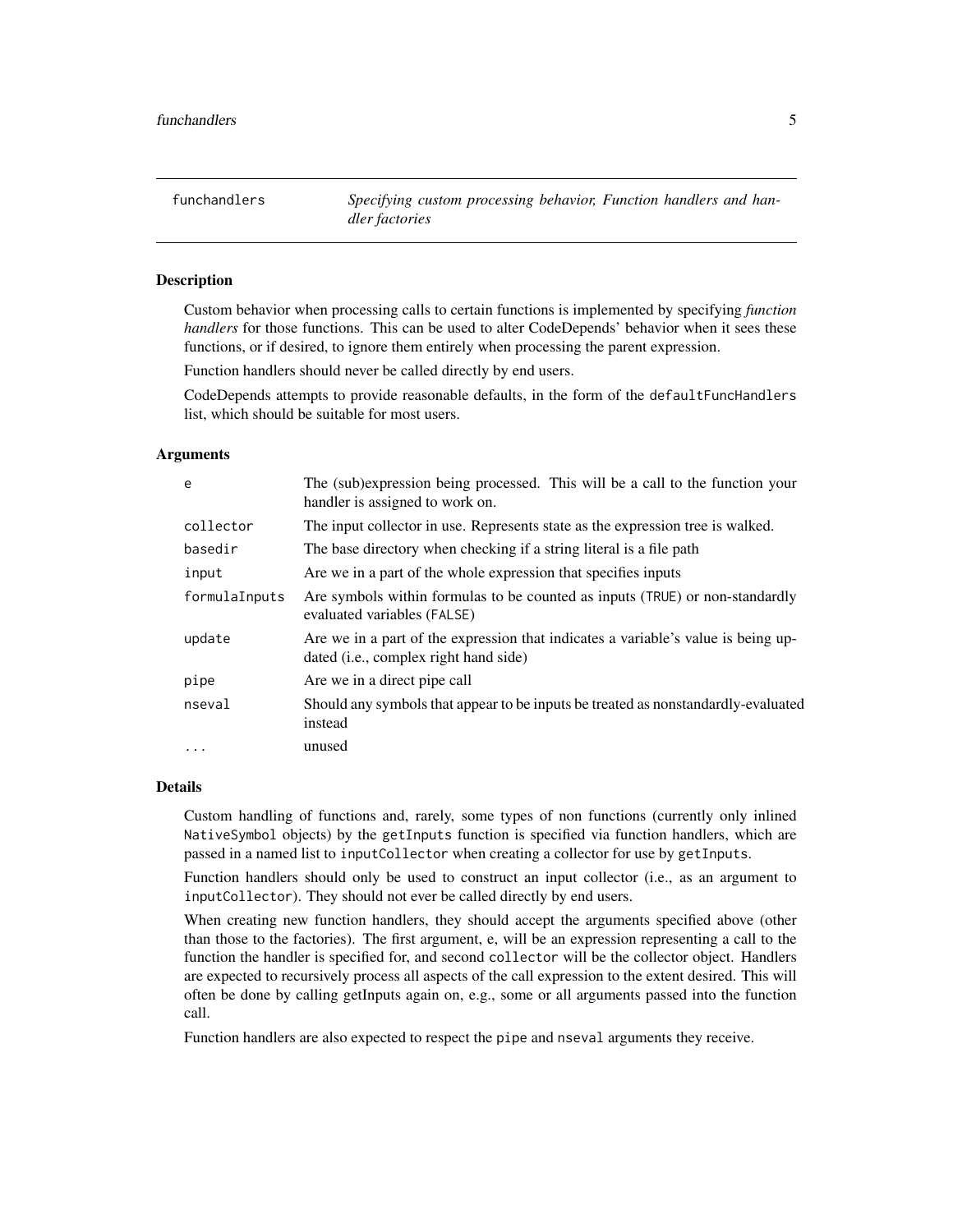funchandlers — *Specifying custom processing behavior, Function handlers and handler factories*

## Description

Custom behavior when processing calls to certain functions is implemented by specifying *function handlers* for those functions. This can be used to alter CodeDepends' behavior when it sees these functions, or if desired, to ignore them entirely when processing the parent expression.

Function handlers should never be called directly by end users.

CodeDepends attempts to provide reasonable defaults, in the form of the `defaultFuncHandlers` list, which should be suitable for most users.

## Arguments

| | |
|---|---|
| `e` | The (sub)expression being processed. This will be a call to the function your handler is assigned to work on. |
| `collector` | The input collector in use. Represents state as the expression tree is walked. |
| `basedir` | The base directory when checking if a string literal is a file path |
| `input` | Are we in a part of the whole expression that specifies inputs |
| `formulaInputs` | Are symbols within formulas to be counted as inputs (`TRUE`) or non-standardly evaluated variables (`FALSE`) |
| `update` | Are we in a part of the expression that indicates a variable's value is being updated (i.e., complex right hand side) |
| `pipe` | Are we in a direct pipe call |
| `nseval` | Should any symbols that appear to be inputs be treated as nonstandardly-evaluated instead |
| `...` | unused |

## Details

Custom handling of functions and, rarely, some types of non functions (currently only inlined `NativeSymbol` objects) by the `getInputs` function is specified via function handlers, which are passed in a named list to `inputCollector` when creating a collector for use by `getInputs`.

Function handlers should only be used to construct an input collector (i.e., as an argument to `inputCollector`). They should not ever be called directly by end users.

When creating new function handlers, they should accept the arguments specified above (other than those to the factories). The first argument, e, will be an expression representing a call to the function the handler is specified for, and second `collector` will be the collector object. Handlers are expected to recursively process all aspects of the call expression to the extent desired. This will often be done by calling getInputs again on, e.g., some or all arguments passed into the function call.

Function handlers are also expected to respect the `pipe` and `nseval` arguments they receive.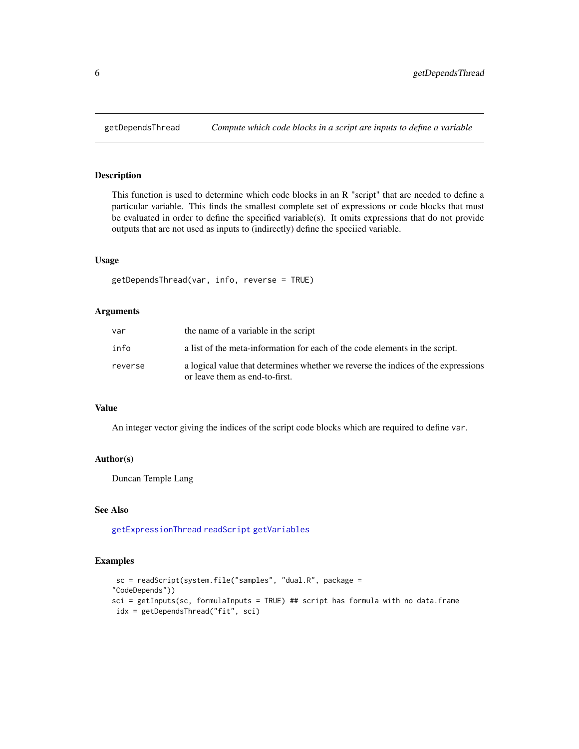# getDependsThread — *Compute which code blocks in a script are inputs to define a variable*

## Description

This function is used to determine which code blocks in an R "script" that are needed to define a particular variable. This finds the smallest complete set of expressions or code blocks that must be evaluated in order to define the specified variable(s). It omits expressions that do not provide outputs that are not used as inputs to (indirectly) define the speciied variable.

## Usage

```
getDependsThread(var, info, reverse = TRUE)
```

## Arguments

| | |
|---|---|
| `var` | the name of a variable in the script |
| `info` | a list of the meta-information for each of the code elements in the script. |
| `reverse` | a logical value that determines whether we reverse the indices of the expressions or leave them as end-to-first. |

## Value

An integer vector giving the indices of the script code blocks which are required to define `var`.

## Author(s)

Duncan Temple Lang

## See Also

`getExpressionThread` `readScript` `getVariables`

## Examples

```
 sc = readScript(system.file("samples", "dual.R", package =
"CodeDepends"))
sci = getInputs(sc, formulaInputs = TRUE) ## script has formula with no data.frame
 idx = getDependsThread("fit", sci)
```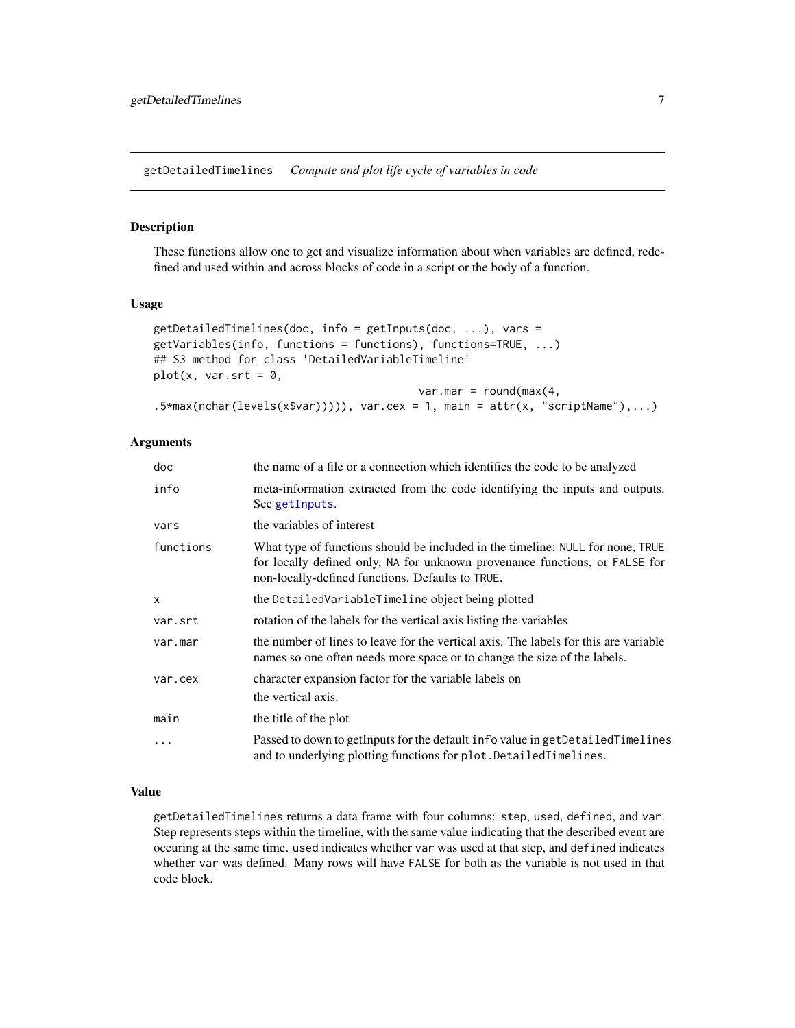getDetailedTimelines *Compute and plot life cycle of variables in code*

## Description

These functions allow one to get and visualize information about when variables are defined, redefined and used within and across blocks of code in a script or the body of a function.

## Usage

```
getDetailedTimelines(doc, info = getInputs(doc, ...), vars =
getVariables(info, functions = functions), functions=TRUE, ...)
## S3 method for class 'DetailedVariableTimeline'
plot(x, var.srt = 0,
                                        var.mar = round(max(4,
.5*max(nchar(levels(x$var))))), var.cex = 1, main = attr(x, "scriptName"),...)
```

## Arguments

| | |
|---|---|
| `doc` | the name of a file or a connection which identifies the code to be analyzed |
| `info` | meta-information extracted from the code identifying the inputs and outputs. See `getInputs`. |
| `vars` | the variables of interest |
| `functions` | What type of functions should be included in the timeline: `NULL` for none, `TRUE` for locally defined only, `NA` for unknown provenance functions, or `FALSE` for non-locally-defined functions. Defaults to `TRUE`. |
| `x` | the `DetailedVariableTimeline` object being plotted |
| `var.srt` | rotation of the labels for the vertical axis listing the variables |
| `var.mar` | the number of lines to leave for the vertical axis. The labels for this are variable names so one often needs more space or to change the size of the labels. |
| `var.cex` | character expansion factor for the variable labels on the vertical axis. |
| `main` | the title of the plot |
| `...` | Passed to down to getInputs for the default `info` value in `getDetailedTimelines` and to underlying plotting functions for `plot.DetailedTimelines`. |

## Value

`getDetailedTimelines` returns a data frame with four columns: `step`, `used`, `defined`, and `var`. Step represents steps within the timeline, with the same value indicating that the described event are occuring at the same time. `used` indicates whether `var` was used at that step, and `defined` indicates whether `var` was defined. Many rows will have `FALSE` for both as the variable is not used in that code block.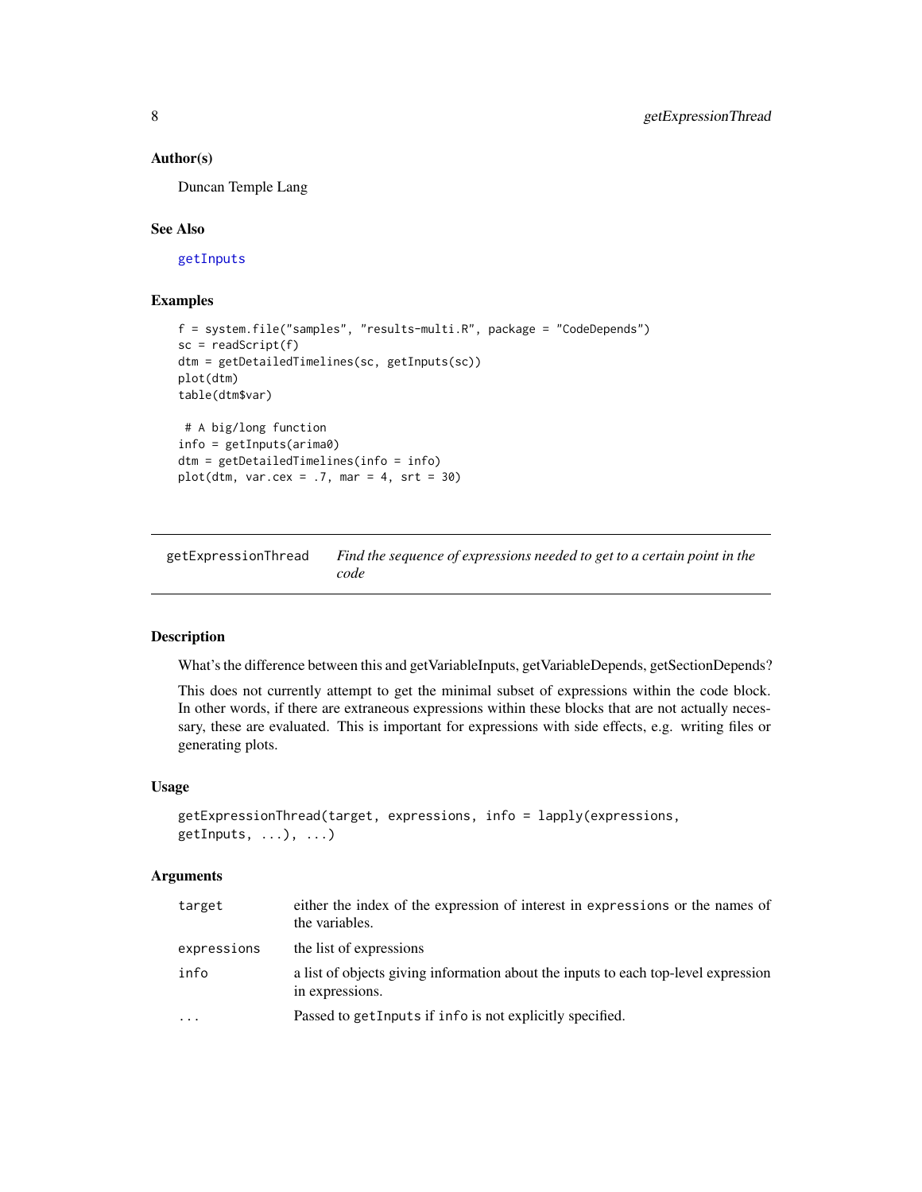### Author(s)

Duncan Temple Lang

### See Also

getInputs

### Examples

```
f = system.file("samples", "results-multi.R", package = "CodeDepends")
sc = readScript(f)
dtm = getDetailedTimelines(sc, getInputs(sc))
plot(dtm)
table(dtm$var)

 # A big/long function
info = getInputs(arima0)
dtm = getDetailedTimelines(info = info)
plot(dtm, var.cex = .7, mar = 4, srt = 30)
```

---

## getExpressionThread — *Find the sequence of expressions needed to get to a certain point in the code*

---

### Description

What's the difference between this and getVariableInputs, getVariableDepends, getSectionDepends?

This does not currently attempt to get the minimal subset of expressions within the code block. In other words, if there are extraneous expressions within these blocks that are not actually necessary, these are evaluated. This is important for expressions with side effects, e.g. writing files or generating plots.

### Usage

```
getExpressionThread(target, expressions, info = lapply(expressions,
getInputs, ...), ...)
```

### Arguments

| | |
|---|---|
| `target` | either the index of the expression of interest in `expressions` or the names of the variables. |
| `expressions` | the list of expressions |
| `info` | a list of objects giving information about the inputs to each top-level expression in expressions. |
| `...` | Passed to `getInputs` if `info` is not explicitly specified. |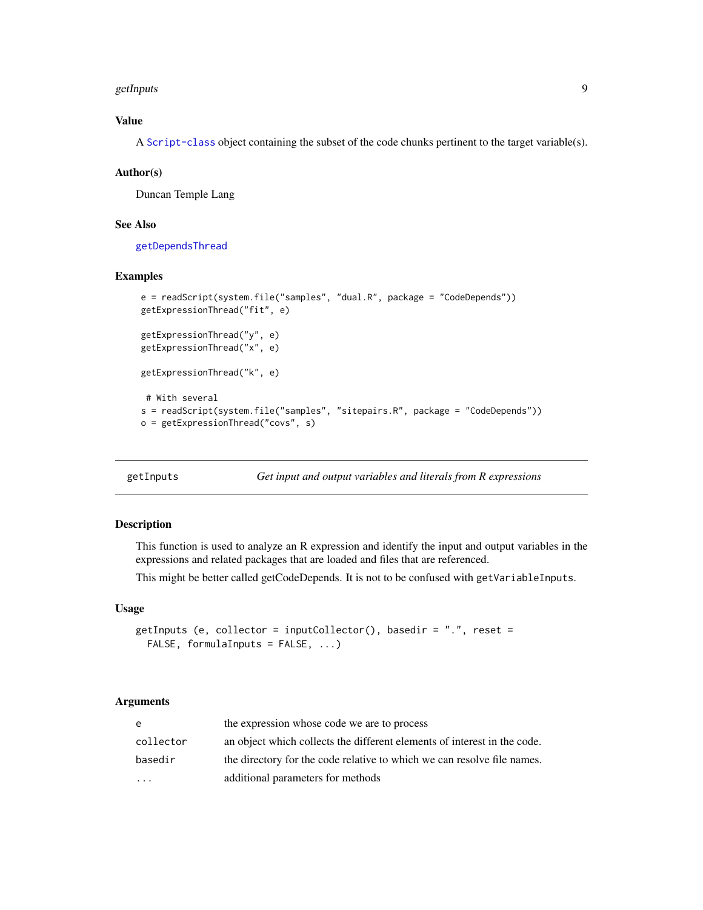### Value

A `Script-class` object containing the subset of the code chunks pertinent to the target variable(s).

### Author(s)

Duncan Temple Lang

### See Also

`getDependsThread`

### Examples

```
e = readScript(system.file("samples", "dual.R", package = "CodeDepends"))
getExpressionThread("fit", e)

getExpressionThread("y", e)
getExpressionThread("x", e)

getExpressionThread("k", e)

 # With several
s = readScript(system.file("samples", "sitepairs.R", package = "CodeDepends"))
o = getExpressionThread("covs", s)
```

---

## getInputs — *Get input and output variables and literals from R expressions*

### Description

This function is used to analyze an R expression and identify the input and output variables in the expressions and related packages that are loaded and files that are referenced.

This might be better called getCodeDepends. It is not to be confused with `getVariableInputs`.

### Usage

```
getInputs (e, collector = inputCollector(), basedir = ".", reset =
  FALSE, formulaInputs = FALSE, ...)
```

### Arguments

| | |
|---|---|
| `e` | the expression whose code we are to process |
| `collector` | an object which collects the different elements of interest in the code. |
| `basedir` | the directory for the code relative to which we can resolve file names. |
| `...` | additional parameters for methods |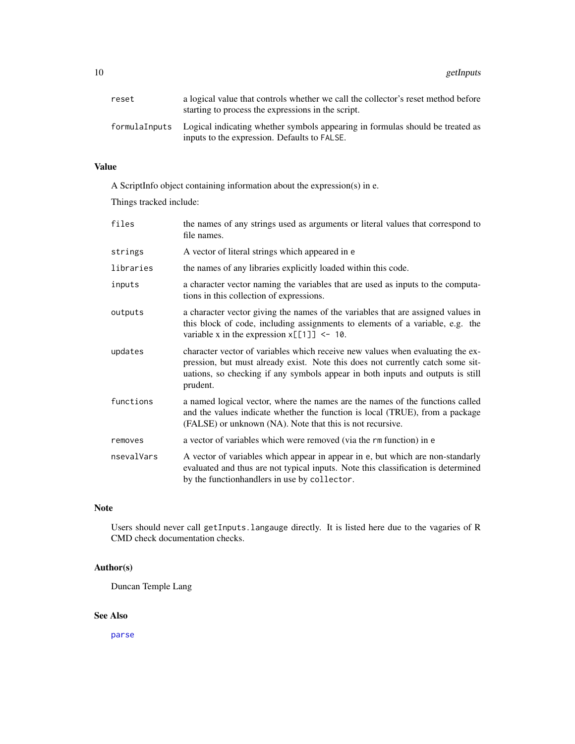| | |
|---|---|
| `reset` | a logical value that controls whether we call the collector's reset method before starting to process the expressions in the script. |
| `formulaInputs` | Logical indicating whether symbols appearing in formulas should be treated as inputs to the expression. Defaults to `FALSE`. |

## Value

A ScriptInfo object containing information about the expression(s) in e.

Things tracked include:

| | |
|---|---|
| `files` | the names of any strings used as arguments or literal values that correspond to file names. |
| `strings` | A vector of literal strings which appeared in `e` |
| `libraries` | the names of any libraries explicitly loaded within this code. |
| `inputs` | a character vector naming the variables that are used as inputs to the computations in this collection of expressions. |
| `outputs` | a character vector giving the names of the variables that are assigned values in this block of code, including assignments to elements of a variable, e.g. the variable x in the expression `x[[1]] <- 10`. |
| `updates` | character vector of variables which receive new values when evaluating the expression, but must already exist. Note this does not currently catch some situations, so checking if any symbols appear in both inputs and outputs is still prudent. |
| `functions` | a named logical vector, where the names are the names of the functions called and the values indicate whether the function is local (TRUE), from a package (FALSE) or unknown (NA). Note that this is not recursive. |
| `removes` | a vector of variables which were removed (via the `rm` function) in `e` |
| `nsevalVars` | A vector of variables which appear in appear in `e`, but which are non-standarly evaluated and thus are not typical inputs. Note this classification is determined by the functionhandlers in use by `collector`. |

## Note

Users should never call `getInputs.langauge` directly. It is listed here due to the vagaries of R CMD check documentation checks.

## Author(s)

Duncan Temple Lang

## See Also

`parse`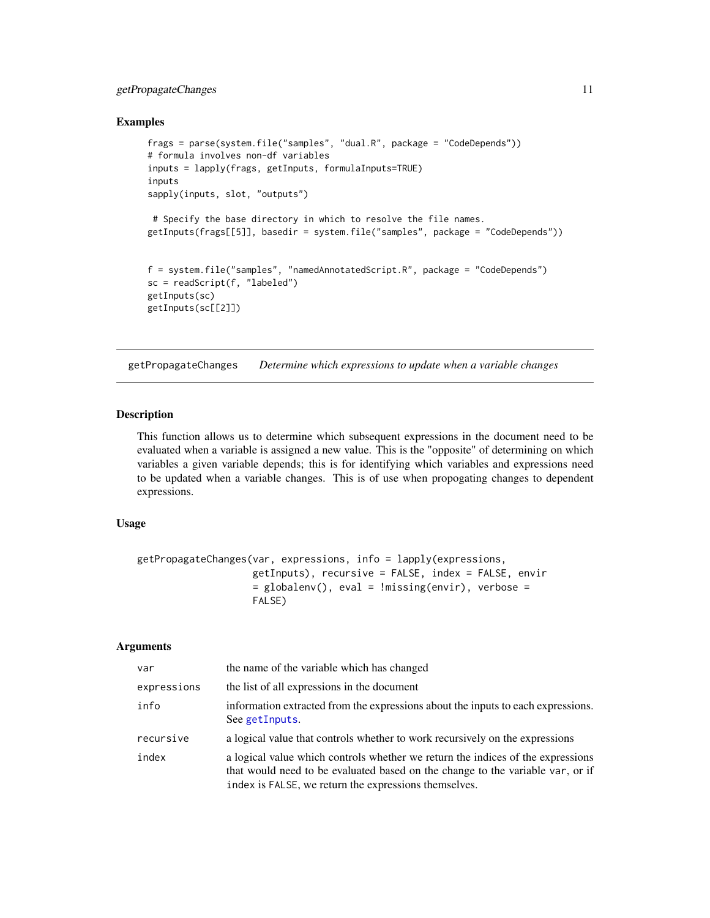## Examples

```
frags = parse(system.file("samples", "dual.R", package = "CodeDepends"))
# formula involves non-df variables
inputs = lapply(frags, getInputs, formulaInputs=TRUE)
inputs
sapply(inputs, slot, "outputs")

 # Specify the base directory in which to resolve the file names.
getInputs(frags[[5]], basedir = system.file("samples", package = "CodeDepends"))


f = system.file("samples", "namedAnnotatedScript.R", package = "CodeDepends")
sc = readScript(f, "labeled")
getInputs(sc)
getInputs(sc[[2]])
```

---

# getPropagateChanges *Determine which expressions to update when a variable changes*

## Description

This function allows us to determine which subsequent expressions in the document need to be evaluated when a variable is assigned a new value. This is the "opposite" of determining on which variables a given variable depends; this is for identifying which variables and expressions need to be updated when a variable changes. This is of use when propogating changes to dependent expressions.

## Usage

```
getPropagateChanges(var, expressions, info = lapply(expressions,
                    getInputs), recursive = FALSE, index = FALSE, envir
                    = globalenv(), eval = !missing(envir), verbose =
                    FALSE)
```

## Arguments

| | |
|---|---|
| `var` | the name of the variable which has changed |
| `expressions` | the list of all expressions in the document |
| `info` | information extracted from the expressions about the inputs to each expressions. See `getInputs`. |
| `recursive` | a logical value that controls whether to work recursively on the expressions |
| `index` | a logical value which controls whether we return the indices of the expressions that would need to be evaluated based on the change to the variable `var`, or if `index` is `FALSE`, we return the expressions themselves. |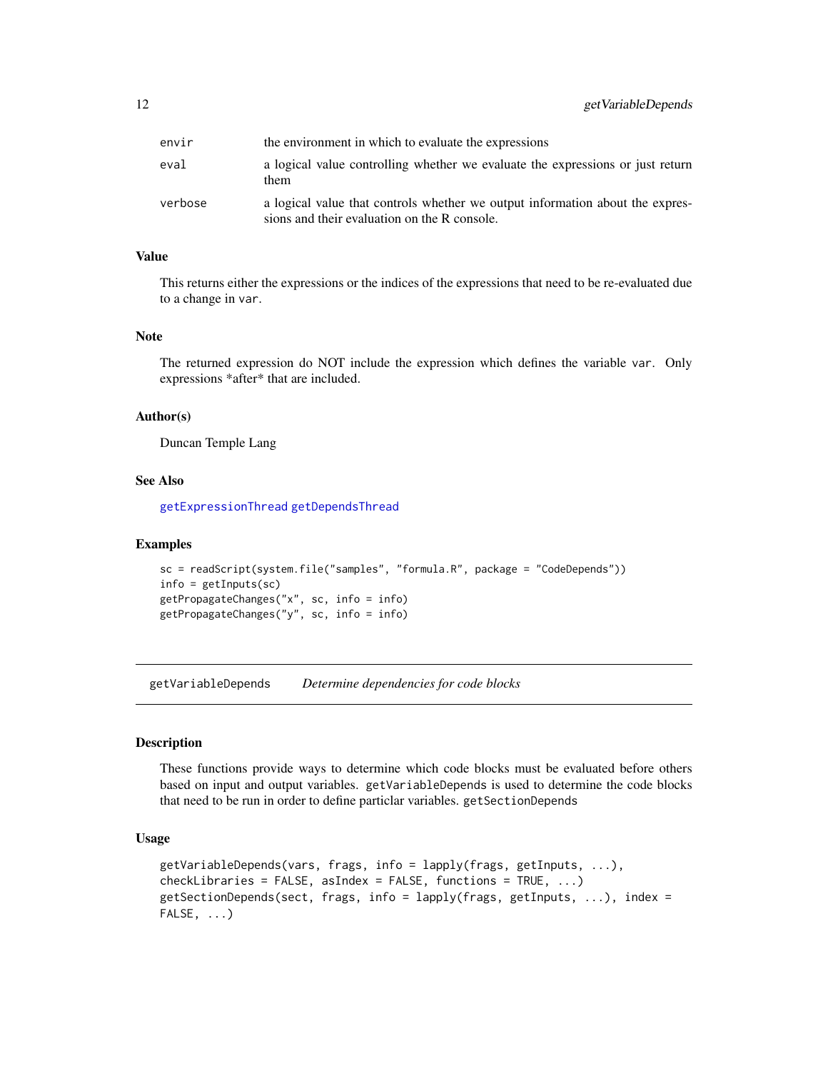| | |
|---|---|
| `envir` | the environment in which to evaluate the expressions |
| `eval` | a logical value controlling whether we evaluate the expressions or just return them |
| `verbose` | a logical value that controls whether we output information about the expressions and their evaluation on the R console. |

### Value

This returns either the expressions or the indices of the expressions that need to be re-evaluated due to a change in `var`.

### Note

The returned expression do NOT include the expression which defines the variable `var`. Only expressions *after* that are included.

### Author(s)

Duncan Temple Lang

### See Also

`getExpressionThread` `getDependsThread`

### Examples

```
sc = readScript(system.file("samples", "formula.R", package = "CodeDepends"))
info = getInputs(sc)
getPropagateChanges("x", sc, info = info)
getPropagateChanges("y", sc, info = info)
```

---

## getVariableDepends    *Determine dependencies for code blocks*

---

### Description

These functions provide ways to determine which code blocks must be evaluated before others based on input and output variables. `getVariableDepends` is used to determine the code blocks that need to be run in order to define particlar variables. `getSectionDepends`

### Usage

```
getVariableDepends(vars, frags, info = lapply(frags, getInputs, ...),
checkLibraries = FALSE, asIndex = FALSE, functions = TRUE, ...)
getSectionDepends(sect, frags, info = lapply(frags, getInputs, ...), index =
FALSE, ...)
```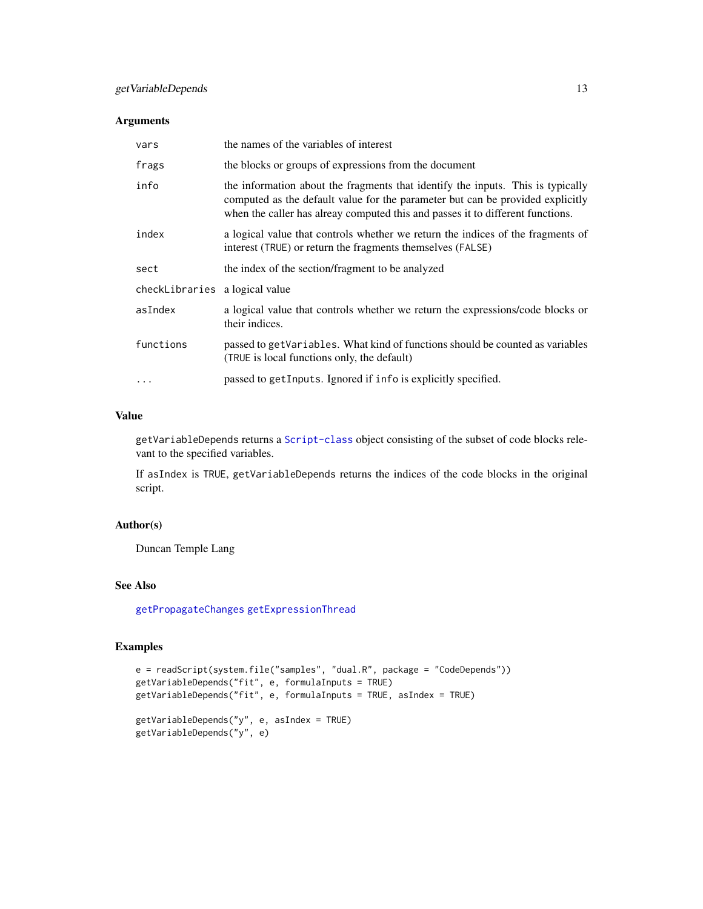### Arguments

| | |
|---|---|
| `vars` | the names of the variables of interest |
| `frags` | the blocks or groups of expressions from the document |
| `info` | the information about the fragments that identify the inputs. This is typically computed as the default value for the parameter but can be provided explicitly when the caller has alreay computed this and passes it to different functions. |
| `index` | a logical value that controls whether we return the indices of the fragments of interest (`TRUE`) or return the fragments themselves (`FALSE`) |
| `sect` | the index of the section/fragment to be analyzed |
| `checkLibraries` | a logical value |
| `asIndex` | a logical value that controls whether we return the expressions/code blocks or their indices. |
| `functions` | passed to `getVariables`. What kind of functions should be counted as variables (`TRUE` is local functions only, the default) |
| `...` | passed to `getInputs`. Ignored if `info` is explicitly specified. |

### Value

`getVariableDepends` returns a `Script-class` object consisting of the subset of code blocks relevant to the specified variables.

If `asIndex` is `TRUE`, `getVariableDepends` returns the indices of the code blocks in the original script.

### Author(s)

Duncan Temple Lang

### See Also

`getPropagateChanges` `getExpressionThread`

### Examples

```
e = readScript(system.file("samples", "dual.R", package = "CodeDepends"))
getVariableDepends("fit", e, formulaInputs = TRUE)
getVariableDepends("fit", e, formulaInputs = TRUE, asIndex = TRUE)

getVariableDepends("y", e, asIndex = TRUE)
getVariableDepends("y", e)
```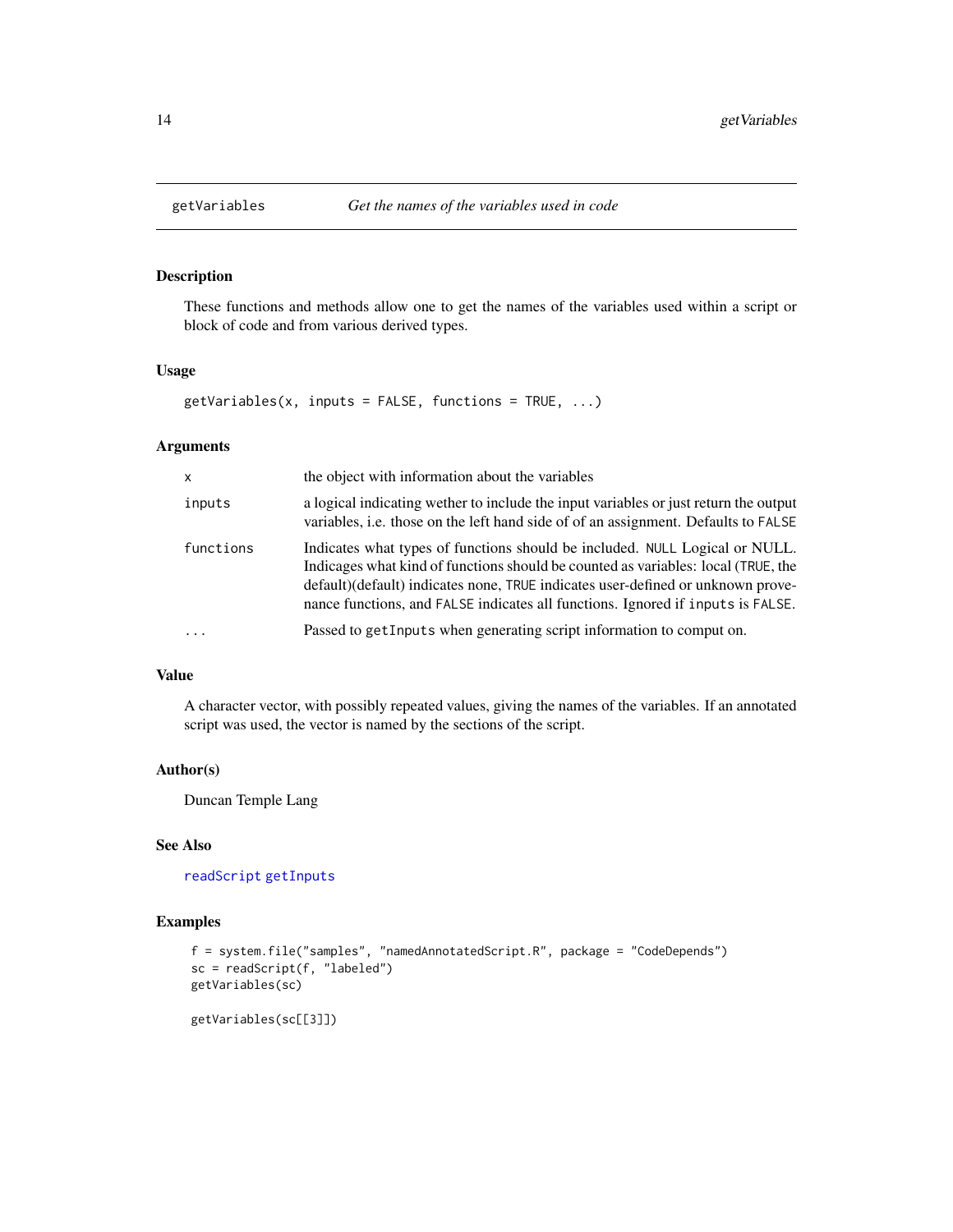# getVariables *Get the names of the variables used in code*

## Description

These functions and methods allow one to get the names of the variables used within a script or block of code and from various derived types.

## Usage

```
getVariables(x, inputs = FALSE, functions = TRUE, ...)
```

## Arguments

| | |
|---|---|
| `x` | the object with information about the variables |
| `inputs` | a logical indicating wether to include the input variables or just return the output variables, i.e. those on the left hand side of of an assignment. Defaults to `FALSE` |
| `functions` | Indicates what types of functions should be included. `NULL` Logical or NULL. Indicages what kind of functions should be counted as variables: local (`TRUE`, the default)(default) indicates none, `TRUE` indicates user-defined or unknown provenance functions, and `FALSE` indicates all functions. Ignored if `inputs` is `FALSE`. |
| `...` | Passed to `getInputs` when generating script information to comput on. |

## Value

A character vector, with possibly repeated values, giving the names of the variables. If an annotated script was used, the vector is named by the sections of the script.

## Author(s)

Duncan Temple Lang

## See Also

`readScript` `getInputs`

## Examples

```
f = system.file("samples", "namedAnnotatedScript.R", package = "CodeDepends")
sc = readScript(f, "labeled")
getVariables(sc)

getVariables(sc[[3]])
```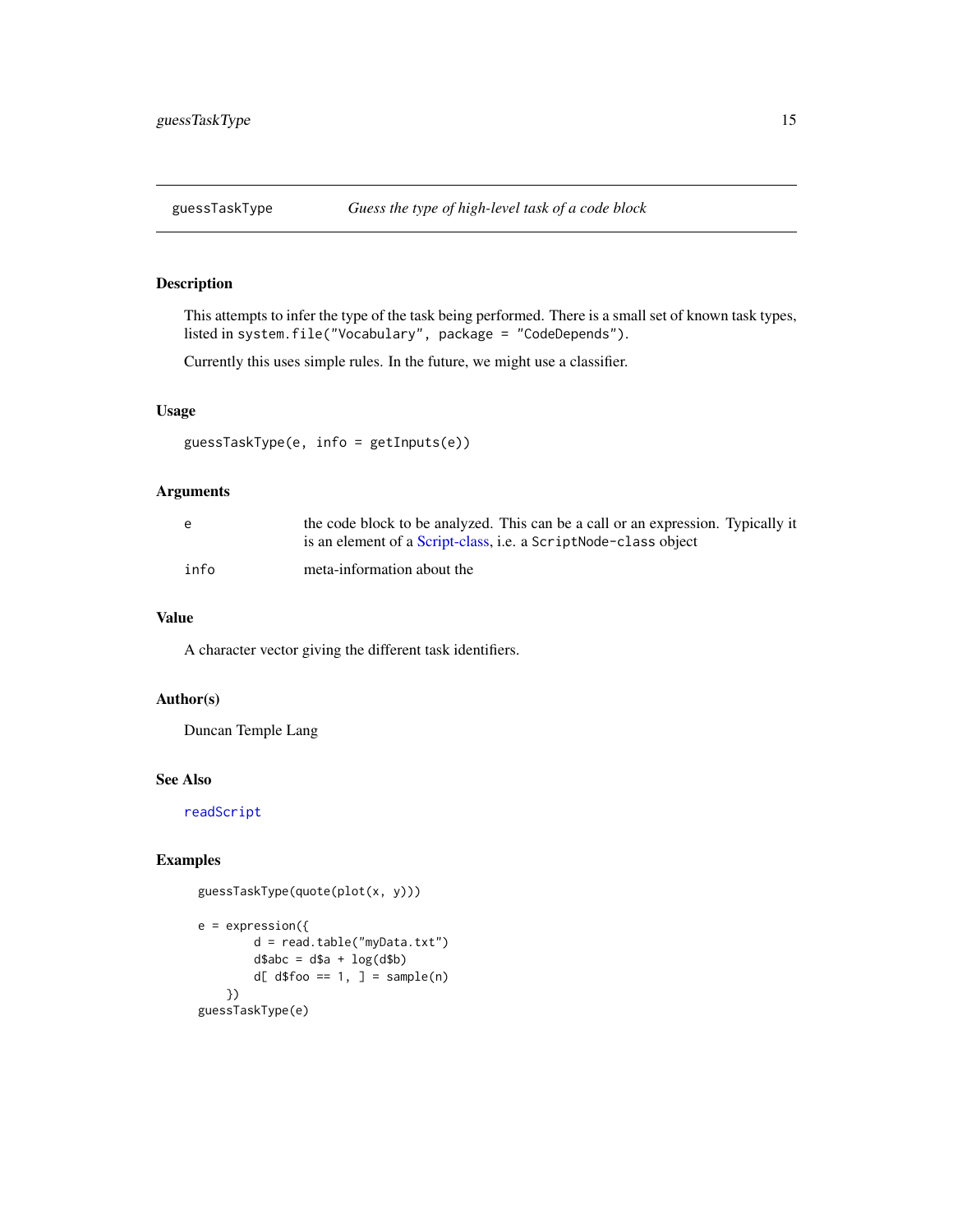## guessTaskType *Guess the type of high-level task of a code block*

### Description

This attempts to infer the type of the task being performed. There is a small set of known task types, listed in `system.file("Vocabulary", package = "CodeDepends")`.

Currently this uses simple rules. In the future, we might use a classifier.

### Usage

```
guessTaskType(e, info = getInputs(e))
```

### Arguments

| | |
|---|---|
| `e` | the code block to be analyzed. This can be a call or an expression. Typically it is an element of a Script-class, i.e. a `ScriptNode-class` object |
| `info` | meta-information about the |

### Value

A character vector giving the different task identifiers.

### Author(s)

Duncan Temple Lang

### See Also

`readScript`

### Examples

```
guessTaskType(quote(plot(x, y)))

e = expression({
        d = read.table("myData.txt")
        d$abc = d$a + log(d$b)
        d[ d$foo == 1, ] = sample(n)
    })
guessTaskType(e)
```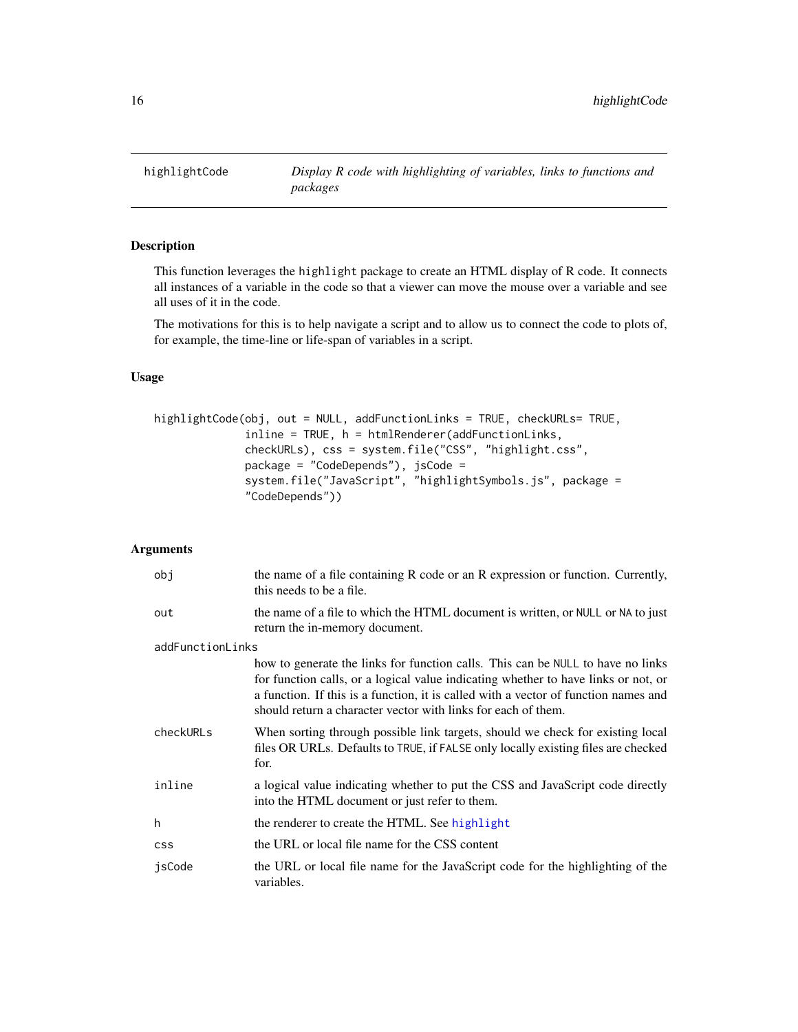## highlightCode — *Display R code with highlighting of variables, links to functions and packages*

### Description

This function leverages the `highlight` package to create an HTML display of R code. It connects all instances of a variable in the code so that a viewer can move the mouse over a variable and see all uses of it in the code.

The motivations for this is to help navigate a script and to allow us to connect the code to plots of, for example, the time-line or life-span of variables in a script.

### Usage

```
highlightCode(obj, out = NULL, addFunctionLinks = TRUE, checkURLs= TRUE,
              inline = TRUE, h = htmlRenderer(addFunctionLinks,
              checkURLs), css = system.file("CSS", "highlight.css",
              package = "CodeDepends"), jsCode =
              system.file("JavaScript", "highlightSymbols.js", package =
              "CodeDepends"))
```

### Arguments

| | |
|---|---|
| `obj` | the name of a file containing R code or an R expression or function. Currently, this needs to be a file. |
| `out` | the name of a file to which the HTML document is written, or `NULL` or `NA` to just return the in-memory document. |
| `addFunctionLinks` | how to generate the links for function calls. This can be `NULL` to have no links for function calls, or a logical value indicating whether to have links or not, or a function. If this is a function, it is called with a vector of function names and should return a character vector with links for each of them. |
| `checkURLs` | When sorting through possible link targets, should we check for existing local files OR URLs. Defaults to `TRUE`, if `FALSE` only locally existing files are checked for. |
| `inline` | a logical value indicating whether to put the CSS and JavaScript code directly into the HTML document or just refer to them. |
| `h` | the renderer to create the HTML. See `highlight` |
| `css` | the URL or local file name for the CSS content |
| `jsCode` | the URL or local file name for the JavaScript code for the highlighting of the variables. |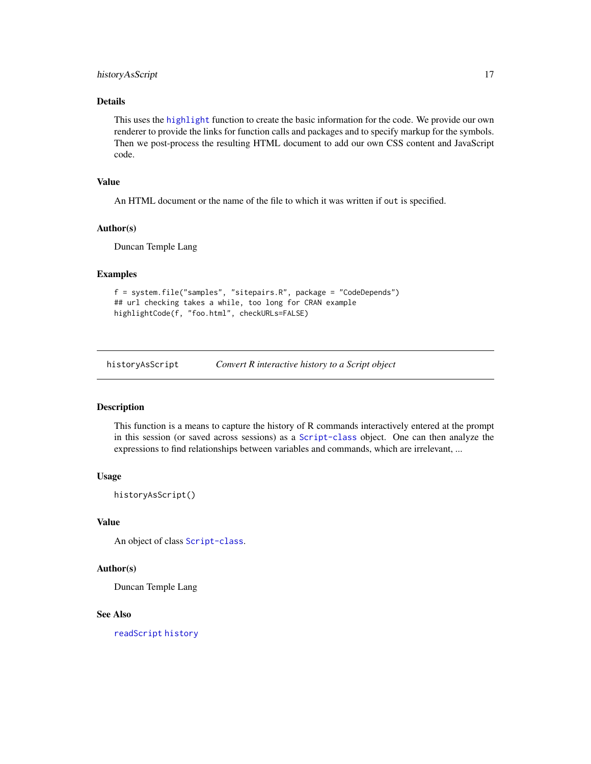### Details

This uses the `highlight` function to create the basic information for the code. We provide our own renderer to provide the links for function calls and packages and to specify markup for the symbols. Then we post-process the resulting HTML document to add our own CSS content and JavaScript code.

### Value

An HTML document or the name of the file to which it was written if `out` is specified.

### Author(s)

Duncan Temple Lang

### Examples

```
f = system.file("samples", "sitepairs.R", package = "CodeDepends")
## url checking takes a while, too long for CRAN example
highlightCode(f, "foo.html", checkURLs=FALSE)
```

---

## historyAsScript — *Convert R interactive history to a Script object*

---

### Description

This function is a means to capture the history of R commands interactively entered at the prompt in this session (or saved across sessions) as a `Script-class` object. One can then analyze the expressions to find relationships between variables and commands, which are irrelevant, ...

### Usage

```
historyAsScript()
```

### Value

An object of class `Script-class`.

### Author(s)

Duncan Temple Lang

### See Also

`readScript` `history`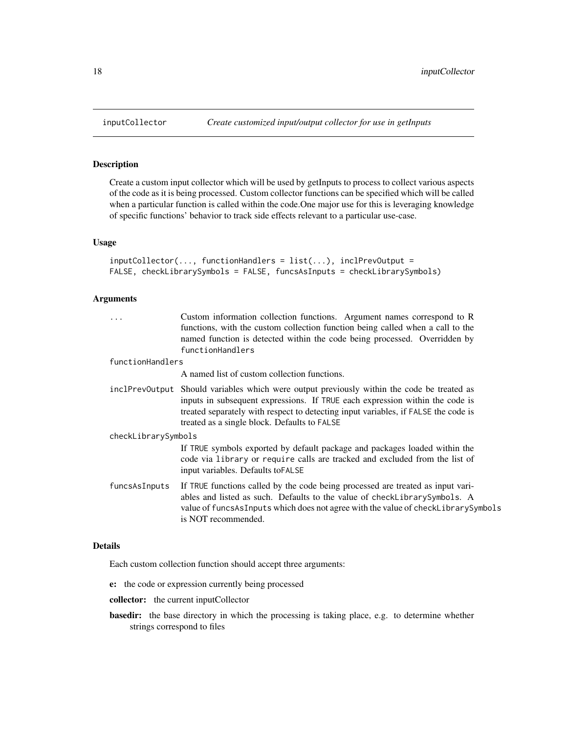## inputCollector *Create customized input/output collector for use in getInputs*

### Description

Create a custom input collector which will be used by getInputs to process to collect various aspects of the code as it is being processed. Custom collector functions can be specified which will be called when a particular function is called within the code.One major use for this is leveraging knowledge of specific functions' behavior to track side effects relevant to a particular use-case.

### Usage

```
inputCollector(..., functionHandlers = list(...), inclPrevOutput =
FALSE, checkLibrarySymbols = FALSE, funcsAsInputs = checkLibrarySymbols)
```

### Arguments

- `...` Custom information collection functions. Argument names correspond to R functions, with the custom collection function being called when a call to the named function is detected within the code being processed. Overridden by `functionHandlers`
- `functionHandlers` A named list of custom collection functions.
- `inclPrevOutput` Should variables which were output previously within the code be treated as inputs in subsequent expressions. If `TRUE` each expression within the code is treated separately with respect to detecting input variables, if `FALSE` the code is treated as a single block. Defaults to `FALSE`
- `checkLibrarySymbols` If `TRUE` symbols exported by default package and packages loaded within the code via `library` or `require` calls are tracked and excluded from the list of input variables. Defaults to`FALSE`
- `funcsAsInputs` If `TRUE` functions called by the code being processed are treated as input variables and listed as such. Defaults to the value of `checkLibrarySymbols`. A value of `funcsAsInputs` which does not agree with the value of `checkLibrarySymbols` is NOT recommended.

### Details

Each custom collection function should accept three arguments:

**e:** the code or expression currently being processed

**collector:** the current inputCollector

**basedir:** the base directory in which the processing is taking place, e.g. to determine whether strings correspond to files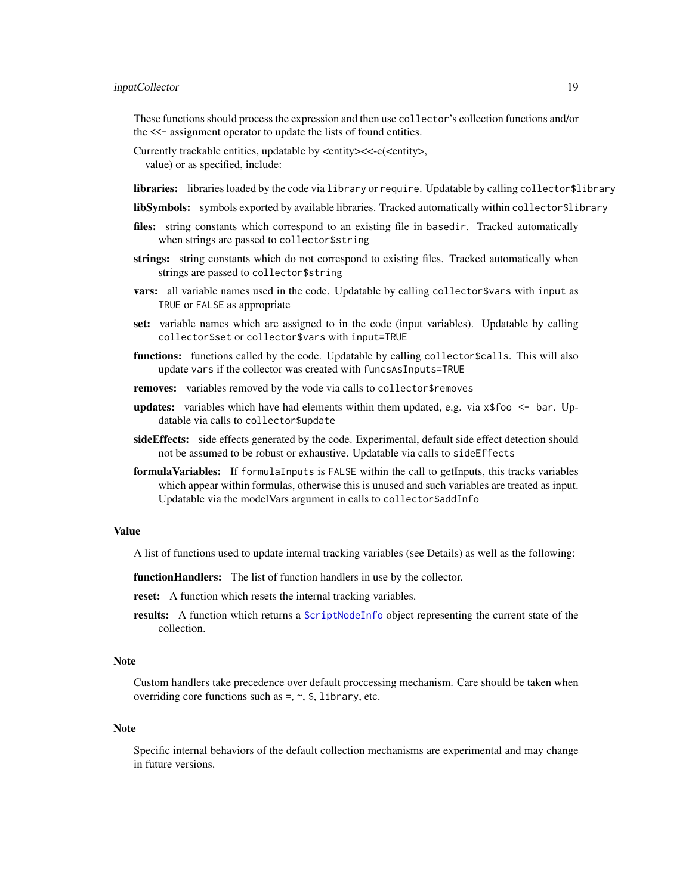These functions should process the expression and then use `collector`'s collection functions and/or the `<<-` assignment operator to update the lists of found entities.

Currently trackable entities, updatable by <entity><<-c(<entity>, value) or as specified, include:

**libraries:** libraries loaded by the code via `library` or `require`. Updatable by calling `collector$library`

**libSymbols:** symbols exported by available libraries. Tracked automatically within `collector$library`

**files:** string constants which correspond to an existing file in `basedir`. Tracked automatically when strings are passed to `collector$string`

**strings:** string constants which do not correspond to existing files. Tracked automatically when strings are passed to `collector$string`

**vars:** all variable names used in the code. Updatable by calling `collector$vars` with `input` as `TRUE` or `FALSE` as appropriate

**set:** variable names which are assigned to in the code (input variables). Updatable by calling `collector$set` or `collector$vars` with `input=TRUE`

**functions:** functions called by the code. Updatable by calling `collector$calls`. This will also update `vars` if the collector was created with `funcsAsInputs=TRUE`

**removes:** variables removed by the vode via calls to `collector$removes`

**updates:** variables which have had elements within them updated, e.g. via `x$foo <- bar`. Updatable via calls to `collector$update`

**sideEffects:** side effects generated by the code. Experimental, default side effect detection should not be assumed to be robust or exhaustive. Updatable via calls to `sideEffects`

**formulaVariables:** If `formulaInputs` is `FALSE` within the call to getInputs, this tracks variables which appear within formulas, otherwise this is unused and such variables are treated as input. Updatable via the modelVars argument in calls to `collector$addInfo`

## Value

A list of functions used to update internal tracking variables (see Details) as well as the following:

**functionHandlers:** The list of function handlers in use by the collector.

**reset:** A function which resets the internal tracking variables.

**results:** A function which returns a `ScriptNodeInfo` object representing the current state of the collection.

## Note

Custom handlers take precedence over default proccessing mechanism. Care should be taken when overriding core functions such as `=`, `~`, `$`, `library`, etc.

## Note

Specific internal behaviors of the default collection mechanisms are experimental and may change in future versions.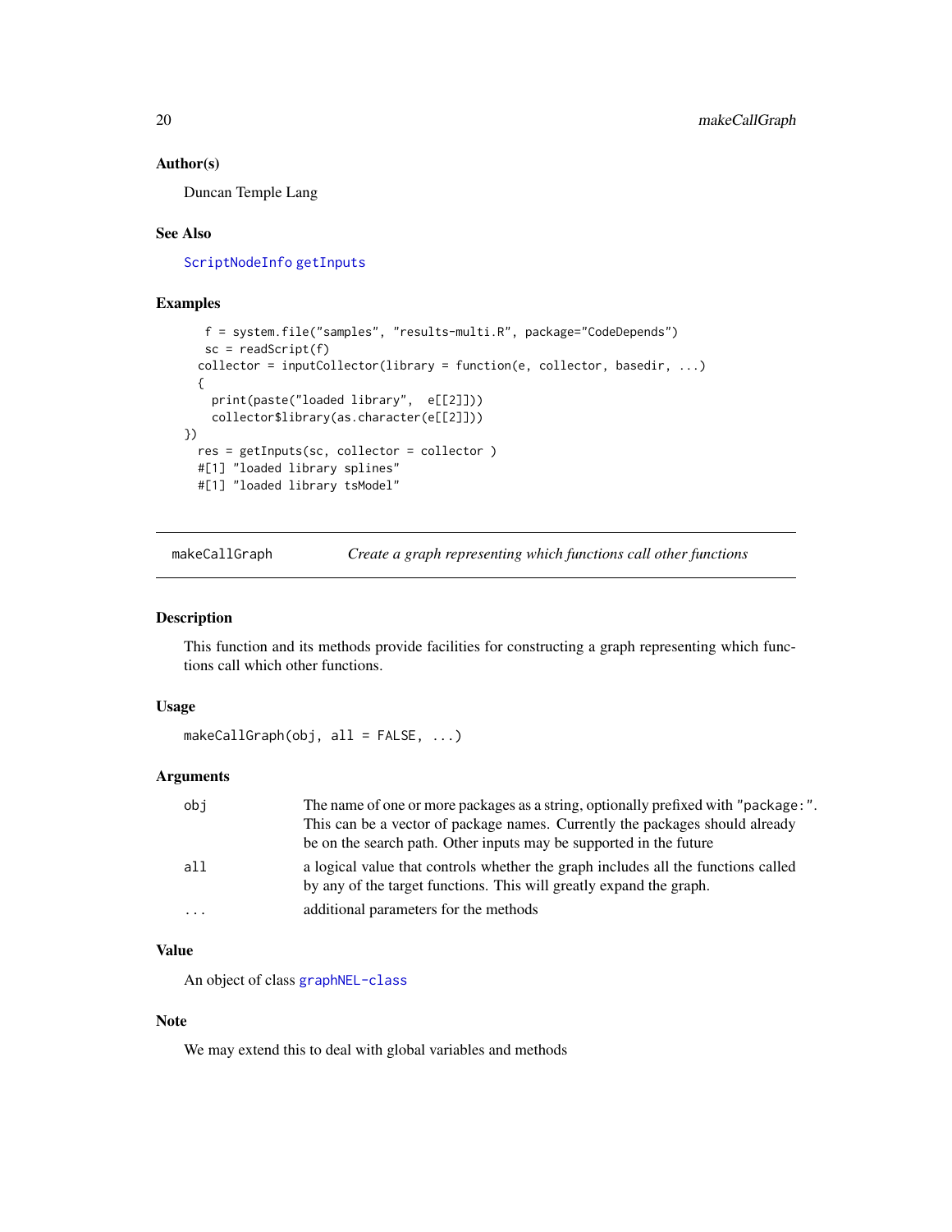### Author(s)

Duncan Temple Lang

### See Also

ScriptNodeInfo getInputs

### Examples

```
  f = system.file("samples", "results-multi.R", package="CodeDepends")
  sc = readScript(f)
 collector = inputCollector(library = function(e, collector, basedir, ...)
 {
   print(paste("loaded library",  e[[2]]))
   collector$library(as.character(e[[2]]))
})
 res = getInputs(sc, collector = collector )
 #[1] "loaded library splines"
 #[1] "loaded library tsModel"
```

---

## makeCallGraph — *Create a graph representing which functions call other functions*

---

### Description

This function and its methods provide facilities for constructing a graph representing which functions call which other functions.

### Usage

```
makeCallGraph(obj, all = FALSE, ...)
```

### Arguments

| | |
|---|---|
| obj | The name of one or more packages as a string, optionally prefixed with "package:". This can be a vector of package names. Currently the packages should already be on the search path. Other inputs may be supported in the future |
| all | a logical value that controls whether the graph includes all the functions called by any of the target functions. This will greatly expand the graph. |
| ... | additional parameters for the methods |

### Value

An object of class graphNEL-class

### Note

We may extend this to deal with global variables and methods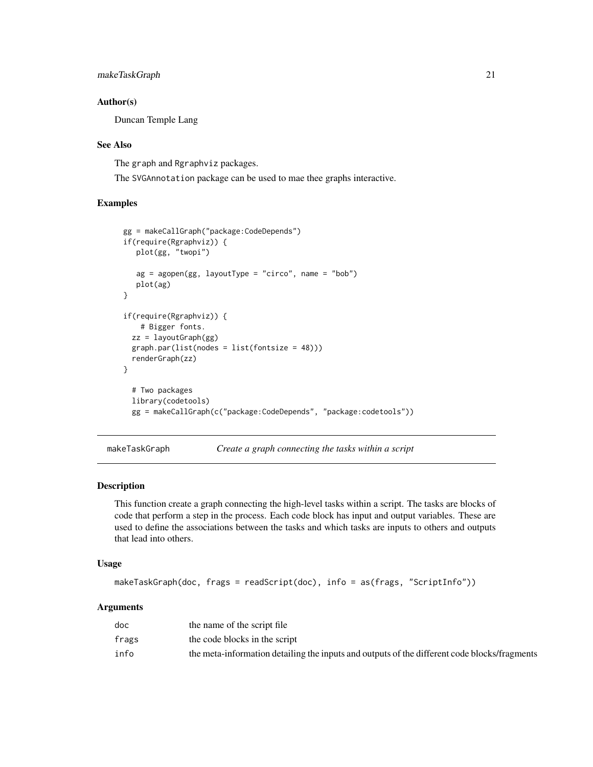### Author(s)

Duncan Temple Lang

### See Also

The graph and Rgraphviz packages.

The SVGAnnotation package can be used to mae thee graphs interactive.

### Examples

```
gg = makeCallGraph("package:CodeDepends")
if(require(Rgraphviz)) {
   plot(gg, "twopi")

   ag = agopen(gg, layoutType = "circo", name = "bob")
   plot(ag)
}

if(require(Rgraphviz)) {
    # Bigger fonts.
  zz = layoutGraph(gg)
  graph.par(list(nodes = list(fontsize = 48)))
  renderGraph(zz)
}

  # Two packages
  library(codetools)
  gg = makeCallGraph(c("package:CodeDepends", "package:codetools"))
```

---

## makeTaskGraph — *Create a graph connecting the tasks within a script*

### Description

This function create a graph connecting the high-level tasks within a script. The tasks are blocks of code that perform a step in the process. Each code block has input and output variables. These are used to define the associations between the tasks and which tasks are inputs to others and outputs that lead into others.

### Usage

```
makeTaskGraph(doc, frags = readScript(doc), info = as(frags, "ScriptInfo"))
```

### Arguments

| | |
|---|---|
| doc | the name of the script file |
| frags | the code blocks in the script |
| info | the meta-information detailing the inputs and outputs of the different code blocks/fragments |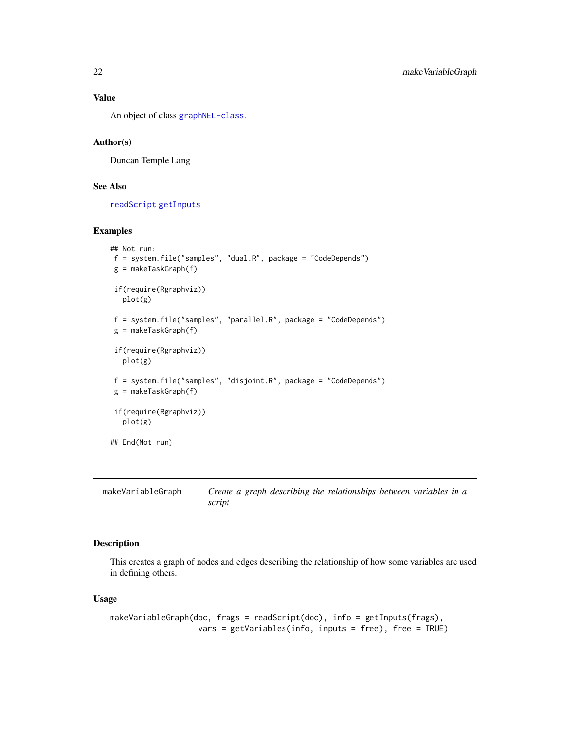## Value

An object of class graphNEL-class.

## Author(s)

Duncan Temple Lang

## See Also

readScript getInputs

## Examples

```
## Not run:
 f = system.file("samples", "dual.R", package = "CodeDepends")
 g = makeTaskGraph(f)

 if(require(Rgraphviz))
   plot(g)

 f = system.file("samples", "parallel.R", package = "CodeDepends")
 g = makeTaskGraph(f)

 if(require(Rgraphviz))
   plot(g)

 f = system.file("samples", "disjoint.R", package = "CodeDepends")
 g = makeTaskGraph(f)

 if(require(Rgraphviz))
   plot(g)

## End(Not run)
```

---

# makeVariableGraph *Create a graph describing the relationships between variables in a script*

---

## Description

This creates a graph of nodes and edges describing the relationship of how some variables are used in defining others.

## Usage

```
makeVariableGraph(doc, frags = readScript(doc), info = getInputs(frags),
                  vars = getVariables(info, inputs = free), free = TRUE)
```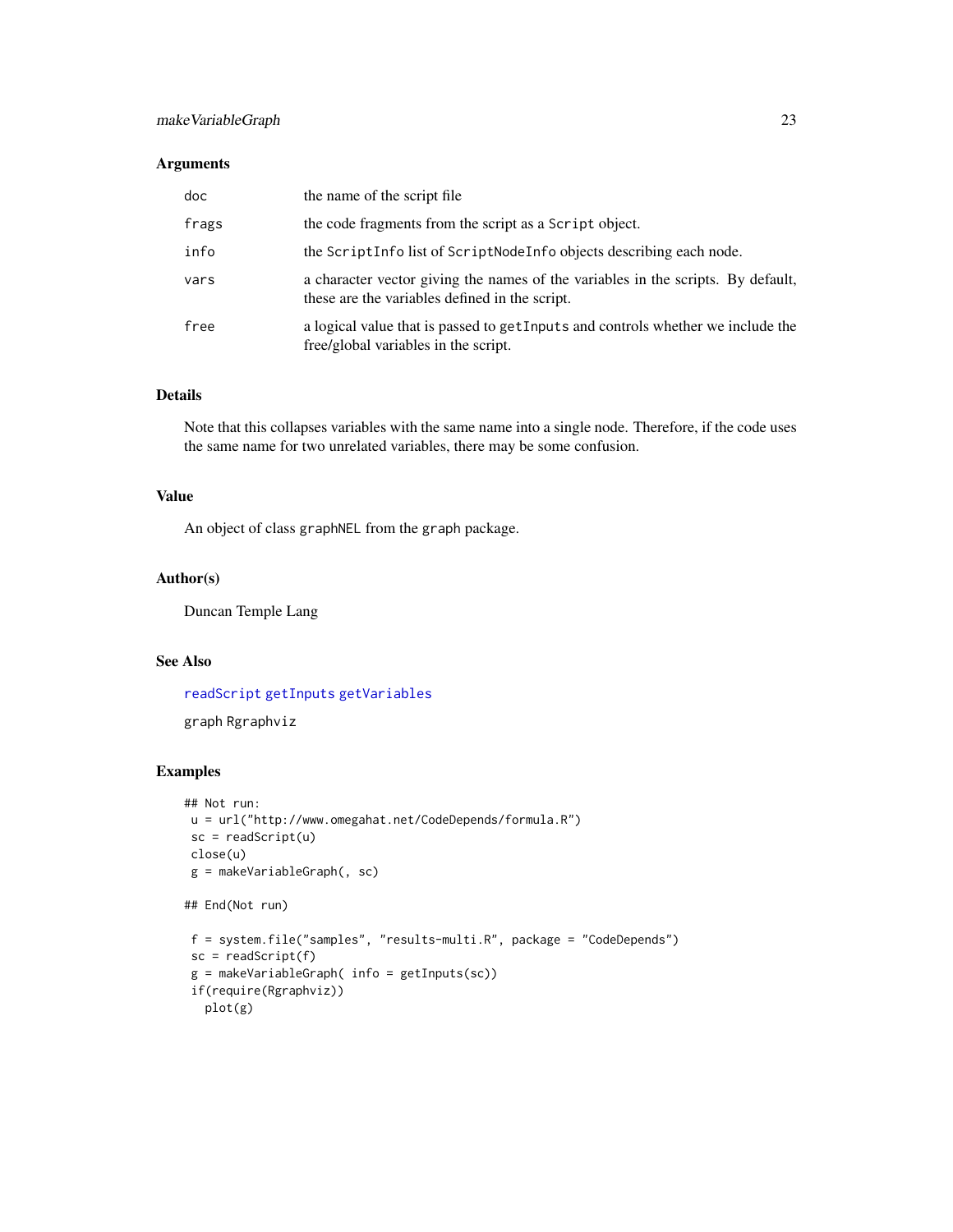## Arguments

| | |
|---|---|
| doc | the name of the script file |
| frags | the code fragments from the script as a Script object. |
| info | the ScriptInfo list of ScriptNodeInfo objects describing each node. |
| vars | a character vector giving the names of the variables in the scripts. By default, these are the variables defined in the script. |
| free | a logical value that is passed to getInputs and controls whether we include the free/global variables in the script. |

## Details

Note that this collapses variables with the same name into a single node. Therefore, if the code uses the same name for two unrelated variables, there may be some confusion.

## Value

An object of class graphNEL from the graph package.

## Author(s)

Duncan Temple Lang

## See Also

readScript getInputs getVariables

graph Rgraphviz

## Examples

```
## Not run:
 u = url("http://www.omegahat.net/CodeDepends/formula.R")
 sc = readScript(u)
 close(u)
 g = makeVariableGraph(, sc)

## End(Not run)

 f = system.file("samples", "results-multi.R", package = "CodeDepends")
 sc = readScript(f)
 g = makeVariableGraph( info = getInputs(sc))
 if(require(Rgraphviz))
   plot(g)
```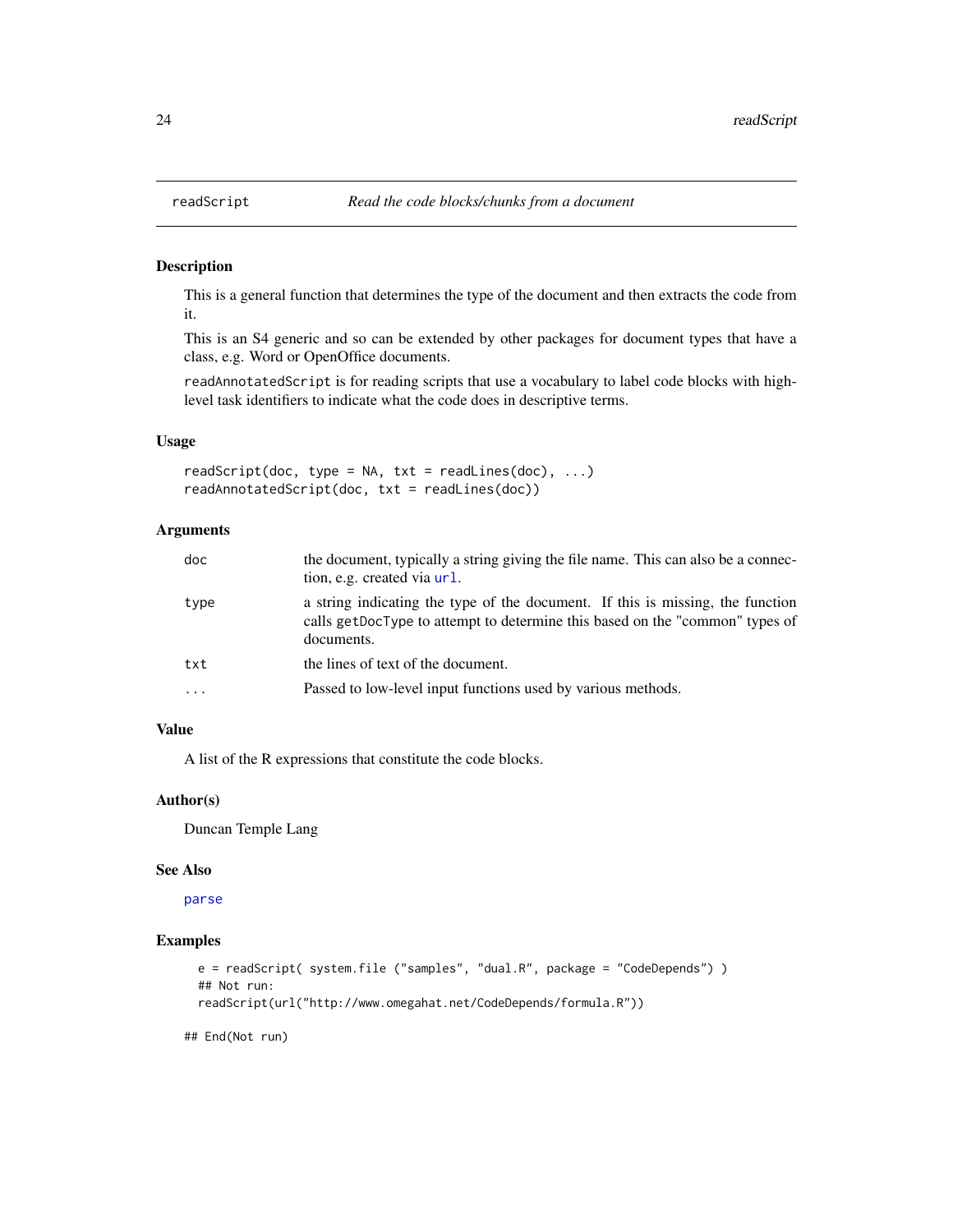readScript *Read the code blocks/chunks from a document*

## Description

This is a general function that determines the type of the document and then extracts the code from it.

This is an S4 generic and so can be extended by other packages for document types that have a class, e.g. Word or OpenOffice documents.

`readAnnotatedScript` is for reading scripts that use a vocabulary to label code blocks with high-level task identifiers to indicate what the code does in descriptive terms.

## Usage

```
readScript(doc, type = NA, txt = readLines(doc), ...)
readAnnotatedScript(doc, txt = readLines(doc))
```

## Arguments

| | |
|---|---|
| `doc` | the document, typically a string giving the file name. This can also be a connection, e.g. created via `url`. |
| `type` | a string indicating the type of the document. If this is missing, the function calls `getDocType` to attempt to determine this based on the "common" types of documents. |
| `txt` | the lines of text of the document. |
| `...` | Passed to low-level input functions used by various methods. |

## Value

A list of the R expressions that constitute the code blocks.

## Author(s)

Duncan Temple Lang

## See Also

`parse`

## Examples

```
  e = readScript( system.file ("samples", "dual.R", package = "CodeDepends") )
  ## Not run:
  readScript(url("http://www.omegahat.net/CodeDepends/formula.R"))

## End(Not run)
```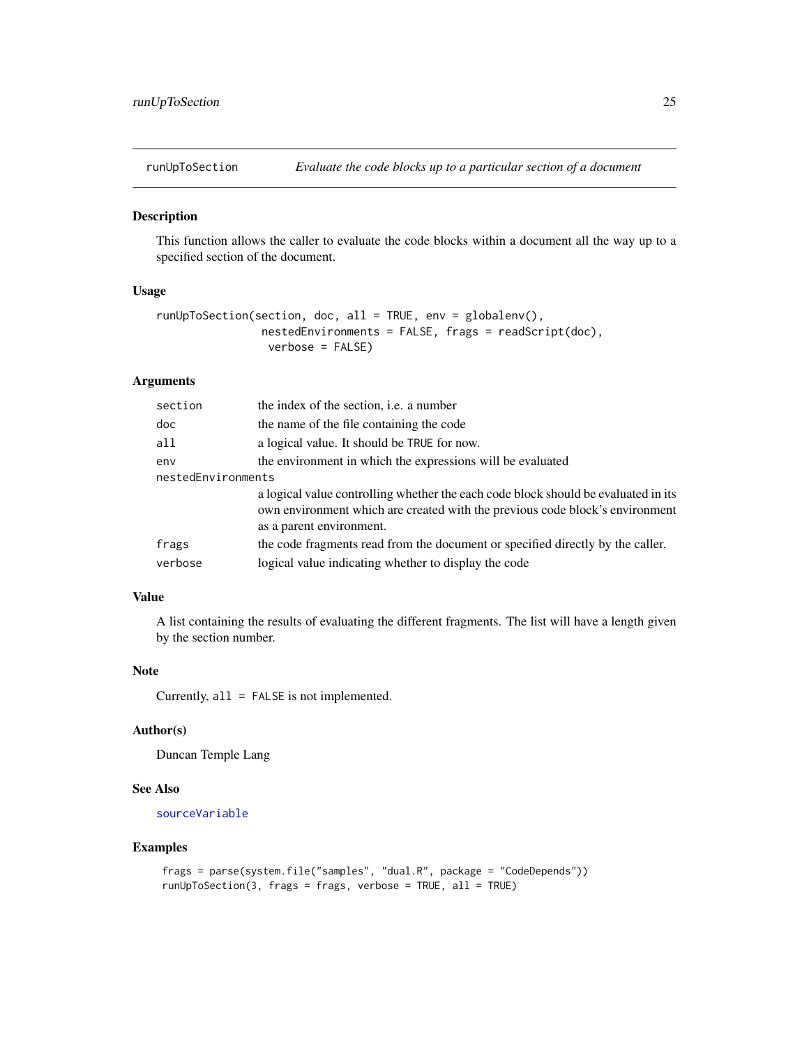## runUpToSection *Evaluate the code blocks up to a particular section of a document*

### Description

This function allows the caller to evaluate the code blocks within a document all the way up to a specified section of the document.

### Usage

```
runUpToSection(section, doc, all = TRUE, env = globalenv(),
                nestedEnvironments = FALSE, frags = readScript(doc),
                 verbose = FALSE)
```

### Arguments

| | |
|---|---|
| section | the index of the section, i.e. a number |
| doc | the name of the file containing the code |
| all | a logical value. It should be TRUE for now. |
| env | the environment in which the expressions will be evaluated |
| nestedEnvironments | a logical value controlling whether the each code block should be evaluated in its own environment which are created with the previous code block's environment as a parent environment. |
| frags | the code fragments read from the document or specified directly by the caller. |
| verbose | logical value indicating whether to display the code |

### Value

A list containing the results of evaluating the different fragments. The list will have a length given by the section number.

### Note

Currently, `all = FALSE` is not implemented.

### Author(s)

Duncan Temple Lang

### See Also

sourceVariable

### Examples

```
frags = parse(system.file("samples", "dual.R", package = "CodeDepends"))
runUpToSection(3, frags = frags, verbose = TRUE, all = TRUE)
```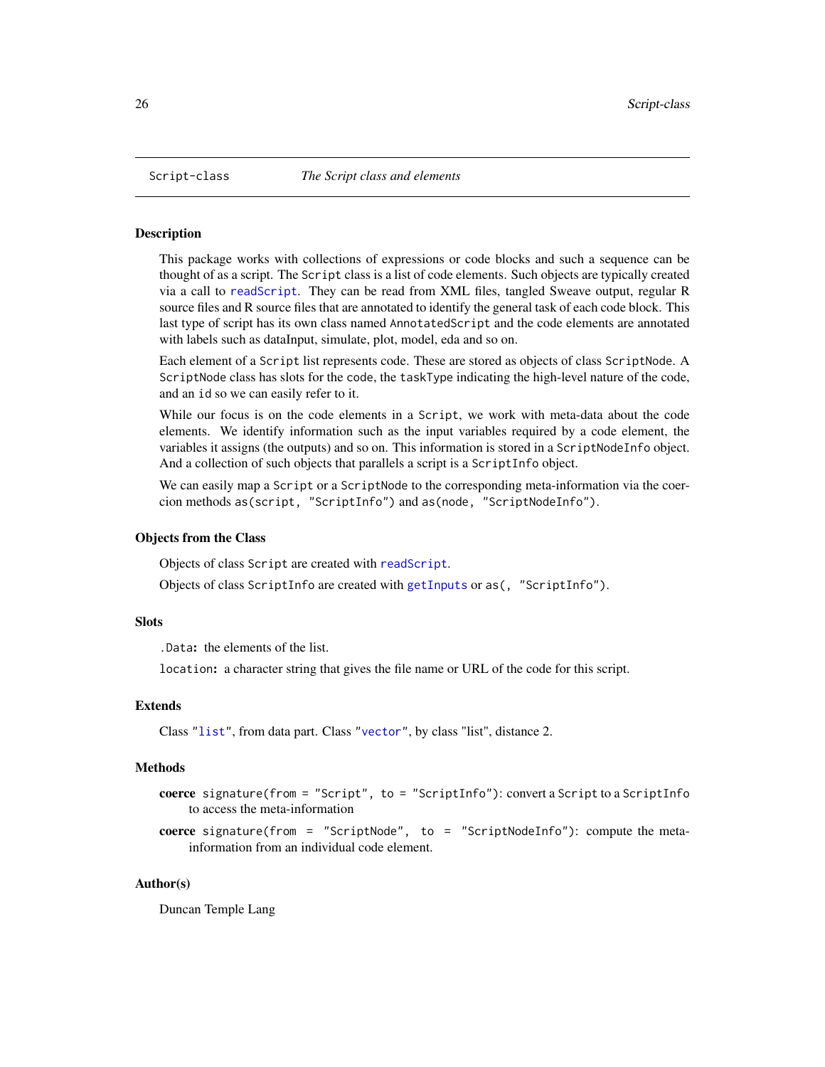# Script-class *The Script class and elements*

## Description

This package works with collections of expressions or code blocks and such a sequence can be thought of as a script. The `Script` class is a list of code elements. Such objects are typically created via a call to `readScript`. They can be read from XML files, tangled Sweave output, regular R source files and R source files that are annotated to identify the general task of each code block. This last type of script has its own class named `AnnotatedScript` and the code elements are annotated with labels such as dataInput, simulate, plot, model, eda and so on.

Each element of a `Script` list represents code. These are stored as objects of class `ScriptNode`. A `ScriptNode` class has slots for the `code`, the `taskType` indicating the high-level nature of the code, and an `id` so we can easily refer to it.

While our focus is on the code elements in a `Script`, we work with meta-data about the code elements. We identify information such as the input variables required by a code element, the variables it assigns (the outputs) and so on. This information is stored in a `ScriptNodeInfo` object. And a collection of such objects that parallels a script is a `ScriptInfo` object.

We can easily map a `Script` or a `ScriptNode` to the corresponding meta-information via the coercion methods `as(script, "ScriptInfo")` and `as(node, "ScriptNodeInfo")`.

## Objects from the Class

Objects of class `Script` are created with `readScript`.

Objects of class `ScriptInfo` are created with `getInputs` or `as(, "ScriptInfo")`.

## Slots

`.Data`**:** the elements of the list.

`location`**:** a character string that gives the file name or URL of the code for this script.

## Extends

Class `"list"`, from data part. Class `"vector"`, by class "list", distance 2.

## Methods

**coerce** `signature(from = "Script", to = "ScriptInfo")`: convert a `Script` to a `ScriptInfo` to access the meta-information

**coerce** `signature(from = "ScriptNode", to = "ScriptNodeInfo")`: compute the meta-information from an individual code element.

## Author(s)

Duncan Temple Lang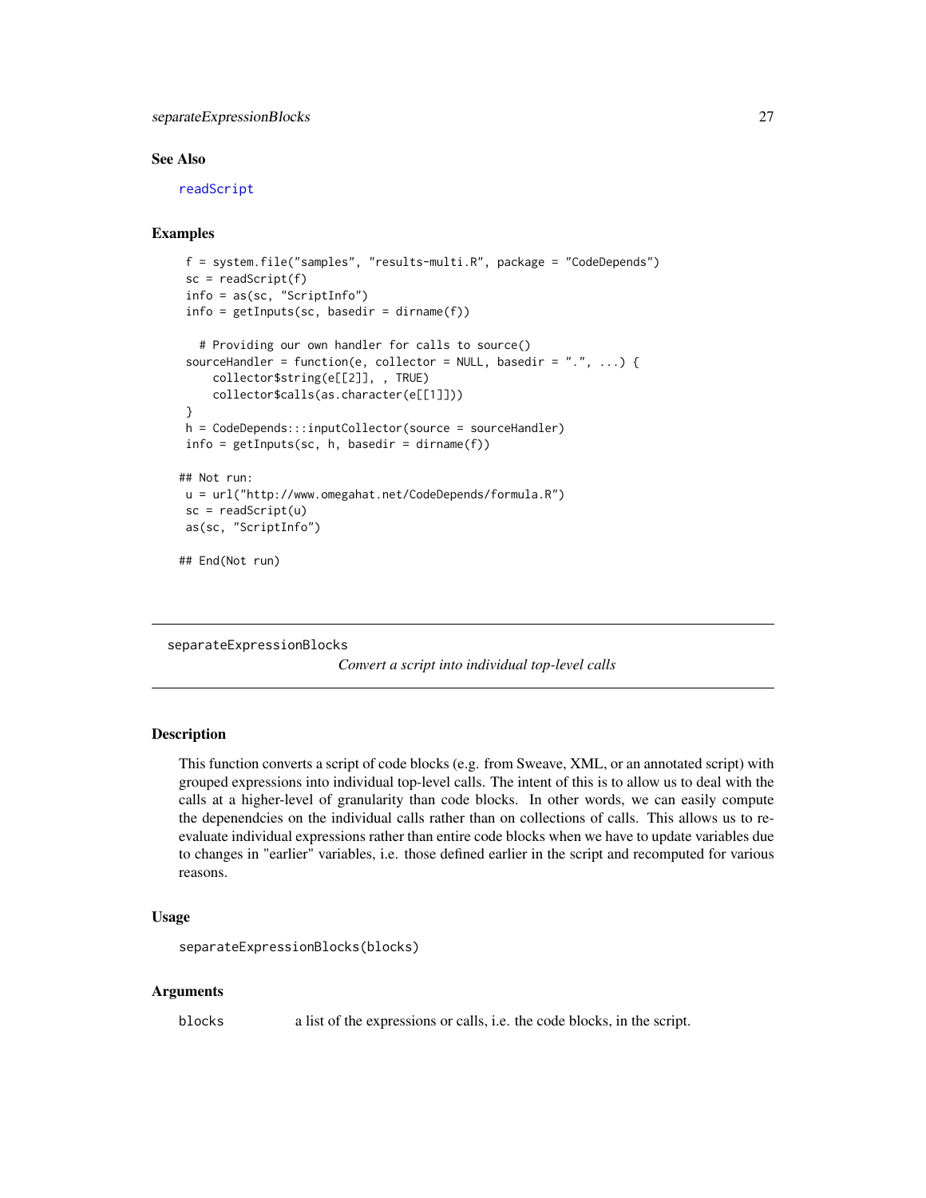### See Also

readScript

### Examples

```
 f = system.file("samples", "results-multi.R", package = "CodeDepends")
 sc = readScript(f)
 info = as(sc, "ScriptInfo")
 info = getInputs(sc, basedir = dirname(f))

   # Providing our own handler for calls to source()
 sourceHandler = function(e, collector = NULL, basedir = ".", ...) {
     collector$string(e[[2]], , TRUE)
     collector$calls(as.character(e[[1]]))
 }
 h = CodeDepends:::inputCollector(source = sourceHandler)
 info = getInputs(sc, h, basedir = dirname(f))

## Not run:
 u = url("http://www.omegahat.net/CodeDepends/formula.R")
 sc = readScript(u)
 as(sc, "ScriptInfo")

## End(Not run)
```

---

## separateExpressionBlocks

*Convert a script into individual top-level calls*

### Description

This function converts a script of code blocks (e.g. from Sweave, XML, or an annotated script) with grouped expressions into individual top-level calls. The intent of this is to allow us to deal with the calls at a higher-level of granularity than code blocks. In other words, we can easily compute the depenendcies on the individual calls rather than on collections of calls. This allows us to re-evaluate individual expressions rather than entire code blocks when we have to update variables due to changes in "earlier" variables, i.e. those defined earlier in the script and recomputed for various reasons.

### Usage

```
separateExpressionBlocks(blocks)
```

### Arguments

| | |
|---|---|
| blocks | a list of the expressions or calls, i.e. the code blocks, in the script. |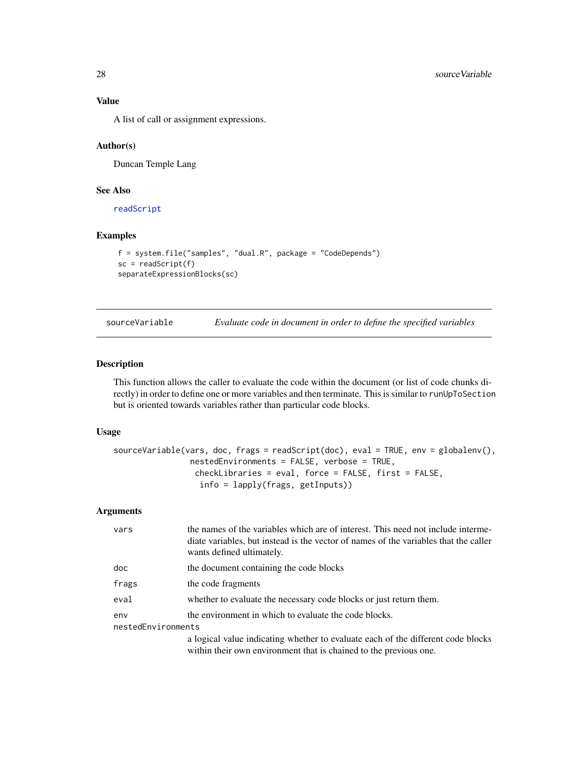## Value

A list of call or assignment expressions.

## Author(s)

Duncan Temple Lang

## See Also

readScript

## Examples

```
f = system.file("samples", "dual.R", package = "CodeDepends")
sc = readScript(f)
separateExpressionBlocks(sc)
```

---

# sourceVariable — *Evaluate code in document in order to define the specified variables*

---

## Description

This function allows the caller to evaluate the code within the document (or list of code chunks directly) in order to define one or more variables and then terminate. This is similar to `runUpToSection` but is oriented towards variables rather than particular code blocks.

## Usage

```
sourceVariable(vars, doc, frags = readScript(doc), eval = TRUE, env = globalenv(),
               nestedEnvironments = FALSE, verbose = TRUE,
                checkLibraries = eval, force = FALSE, first = FALSE,
                 info = lapply(frags, getInputs))
```

## Arguments

| | |
|---|---|
| `vars` | the names of the variables which are of interest. This need not include intermediate variables, but instead is the vector of names of the variables that the caller wants defined ultimately. |
| `doc` | the document containing the code blocks |
| `frags` | the code fragments |
| `eval` | whether to evaluate the necessary code blocks or just return them. |
| `env` | the environment in which to evaluate the code blocks. |
| `nestedEnvironments` | a logical value indicating whether to evaluate each of the different code blocks within their own environment that is chained to the previous one. |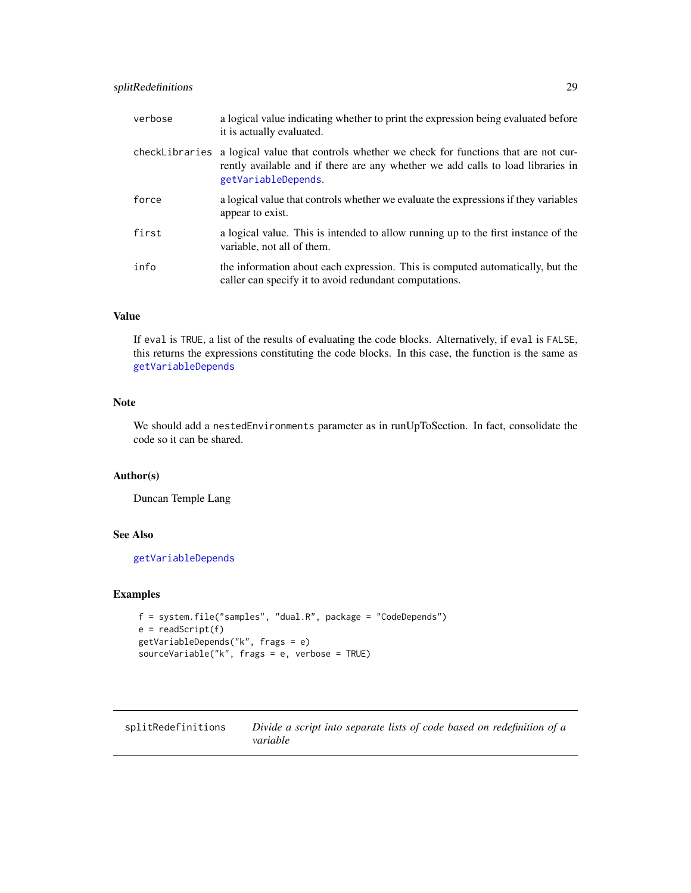| | |
|---|---|
| verbose | a logical value indicating whether to print the expression being evaluated before it is actually evaluated. |
| checkLibraries | a logical value that controls whether we check for functions that are not currently available and if there are any whether we add calls to load libraries in getVariableDepends. |
| force | a logical value that controls whether we evaluate the expressions if they variables appear to exist. |
| first | a logical value. This is intended to allow running up to the first instance of the variable, not all of them. |
| info | the information about each expression. This is computed automatically, but the caller can specify it to avoid redundant computations. |

### Value

If `eval` is `TRUE`, a list of the results of evaluating the code blocks. Alternatively, if `eval` is `FALSE`, this returns the expressions constituting the code blocks. In this case, the function is the same as `getVariableDepends`

### Note

We should add a `nestedEnvironments` parameter as in runUpToSection. In fact, consolidate the code so it can be shared.

### Author(s)

Duncan Temple Lang

### See Also

`getVariableDepends`

### Examples

```
f = system.file("samples", "dual.R", package = "CodeDepends")
e = readScript(f)
getVariableDepends("k", frags = e)
sourceVariable("k", frags = e, verbose = TRUE)
```

---

## splitRedefinitions — *Divide a script into separate lists of code based on redefinition of a variable*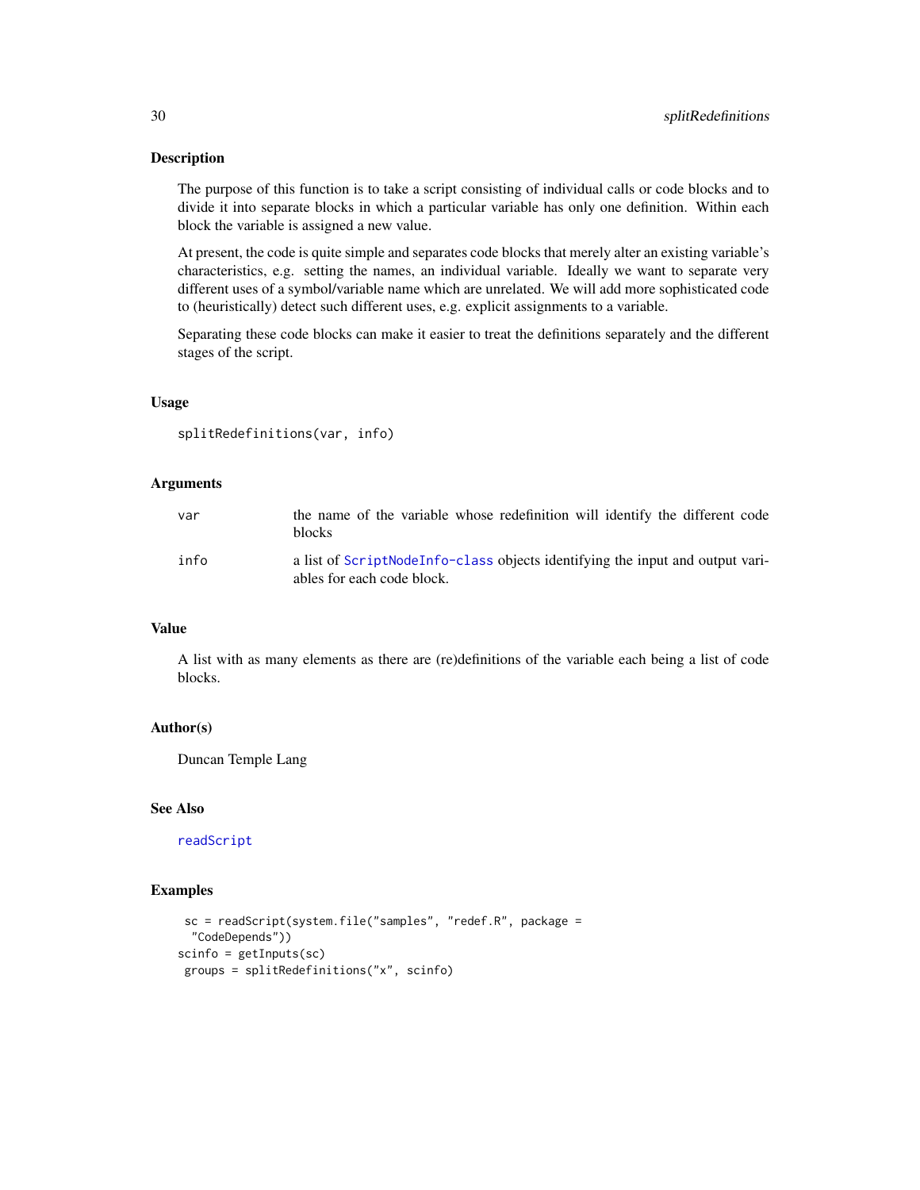## Description

The purpose of this function is to take a script consisting of individual calls or code blocks and to divide it into separate blocks in which a particular variable has only one definition. Within each block the variable is assigned a new value.

At present, the code is quite simple and separates code blocks that merely alter an existing variable's characteristics, e.g. setting the names, an individual variable. Ideally we want to separate very different uses of a symbol/variable name which are unrelated. We will add more sophisticated code to (heuristically) detect such different uses, e.g. explicit assignments to a variable.

Separating these code blocks can make it easier to treat the definitions separately and the different stages of the script.

## Usage

```
splitRedefinitions(var, info)
```

## Arguments

| | |
|---|---|
| `var` | the name of the variable whose redefinition will identify the different code blocks |
| `info` | a list of `ScriptNodeInfo-class` objects identifying the input and output variables for each code block. |

## Value

A list with as many elements as there are (re)definitions of the variable each being a list of code blocks.

## Author(s)

Duncan Temple Lang

## See Also

`readScript`

## Examples

```
 sc = readScript(system.file("samples", "redef.R", package =
  "CodeDepends"))
scinfo = getInputs(sc)
 groups = splitRedefinitions("x", scinfo)
```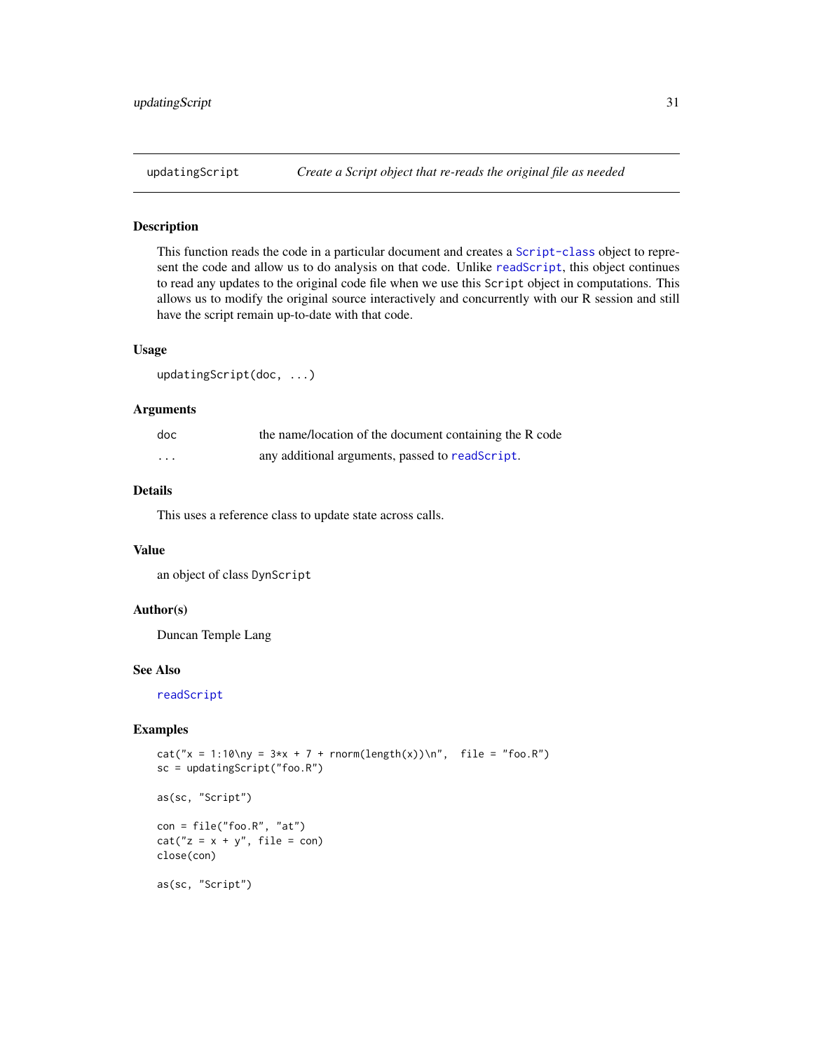## updatingScript — *Create a Script object that re-reads the original file as needed*

### Description

This function reads the code in a particular document and creates a `Script-class` object to represent the code and allow us to do analysis on that code. Unlike `readScript`, this object continues to read any updates to the original code file when we use this `Script` object in computations. This allows us to modify the original source interactively and concurrently with our R session and still have the script remain up-to-date with that code.

### Usage

```
updatingScript(doc, ...)
```

### Arguments

| | |
|---|---|
| `doc` | the name/location of the document containing the R code |
| `...` | any additional arguments, passed to `readScript`. |

### Details

This uses a reference class to update state across calls.

### Value

an object of class `DynScript`

### Author(s)

Duncan Temple Lang

### See Also

`readScript`

### Examples

```
cat("x = 1:10\ny = 3*x + 7 + rnorm(length(x))\n",  file = "foo.R")
sc = updatingScript("foo.R")

as(sc, "Script")

con = file("foo.R", "at")
cat("z = x + y", file = con)
close(con)

as(sc, "Script")
```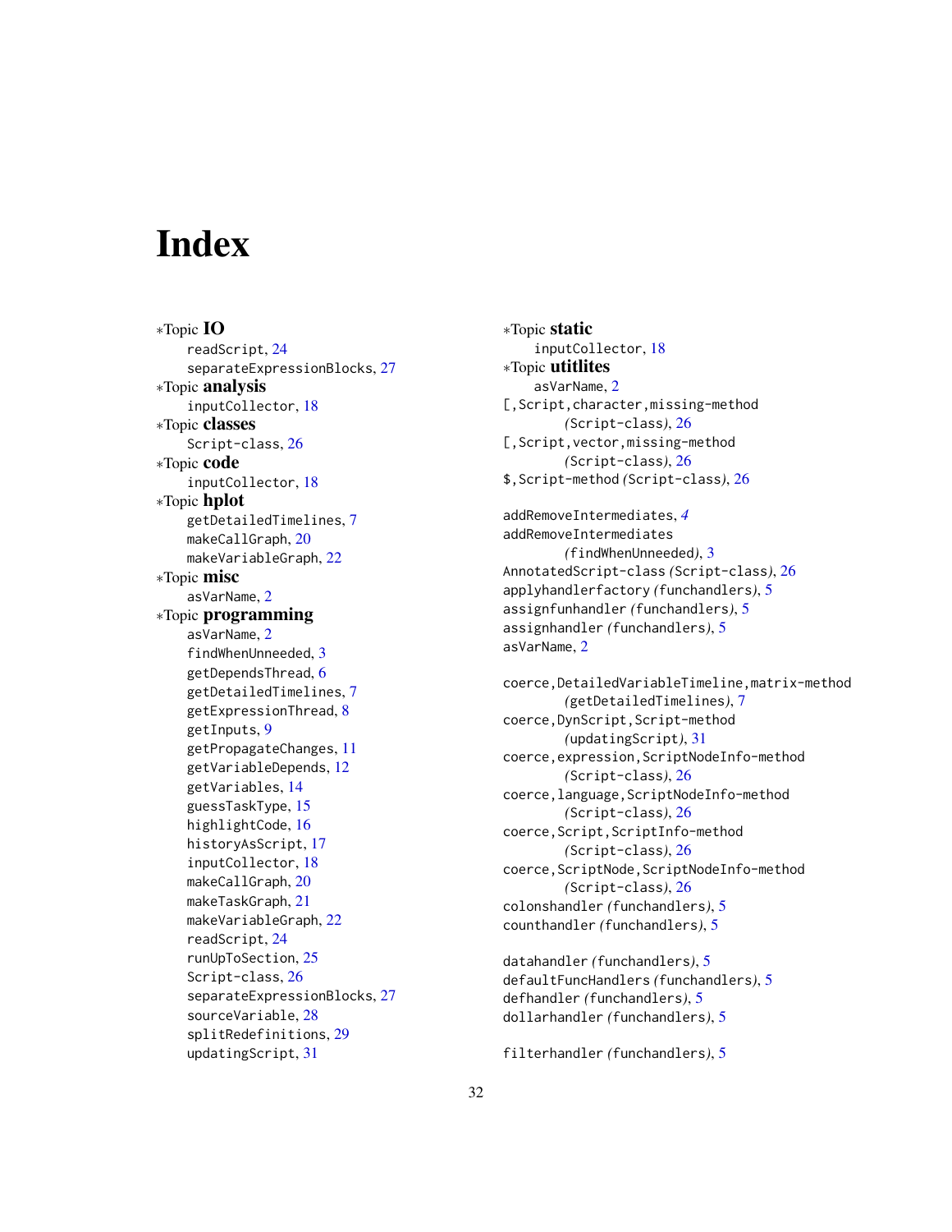# Index

∗Topic **IO**
readScript, 24
separateExpressionBlocks, 27

∗Topic **analysis**
inputCollector, 18

∗Topic **classes**
Script-class, 26

∗Topic **code**
inputCollector, 18

∗Topic **hplot**
getDetailedTimelines, 7
makeCallGraph, 20
makeVariableGraph, 22

∗Topic **misc**
asVarName, 2

∗Topic **programming**
asVarName, 2
findWhenUnneeded, 3
getDependsThread, 6
getDetailedTimelines, 7
getExpressionThread, 8
getInputs, 9
getPropagateChanges, 11
getVariableDepends, 12
getVariables, 14
guessTaskType, 15
highlightCode, 16
historyAsScript, 17
inputCollector, 18
makeCallGraph, 20
makeTaskGraph, 21
makeVariableGraph, 22
readScript, 24
runUpToSection, 25
Script-class, 26
separateExpressionBlocks, 27
sourceVariable, 28
splitRedefinitions, 29
updatingScript, 31

∗Topic **static**
inputCollector, 18

∗Topic **utitlites**
asVarName, 2

[,Script,character,missing-method *(Script-class)*, 26
[,Script,vector,missing-method *(Script-class)*, 26
$,Script-method *(Script-class)*, 26

addRemoveIntermediates, *4*
addRemoveIntermediates *(findWhenUnneeded)*, 3
AnnotatedScript-class *(Script-class)*, 26
applyhandlerfactory *(funchandlers)*, 5
assignfunhandler *(funchandlers)*, 5
assignhandler *(funchandlers)*, 5
asVarName, 2

coerce,DetailedVariableTimeline,matrix-method *(getDetailedTimelines)*, 7
coerce,DynScript,Script-method *(updatingScript)*, 31
coerce,expression,ScriptNodeInfo-method *(Script-class)*, 26
coerce,language,ScriptNodeInfo-method *(Script-class)*, 26
coerce,Script,ScriptInfo-method *(Script-class)*, 26
coerce,ScriptNode,ScriptNodeInfo-method *(Script-class)*, 26
colonshandler *(funchandlers)*, 5
counthandler *(funchandlers)*, 5

datahandler *(funchandlers)*, 5
defaultFuncHandlers *(funchandlers)*, 5
defhandler *(funchandlers)*, 5
dollarhandler *(funchandlers)*, 5

filterhandler *(funchandlers)*, 5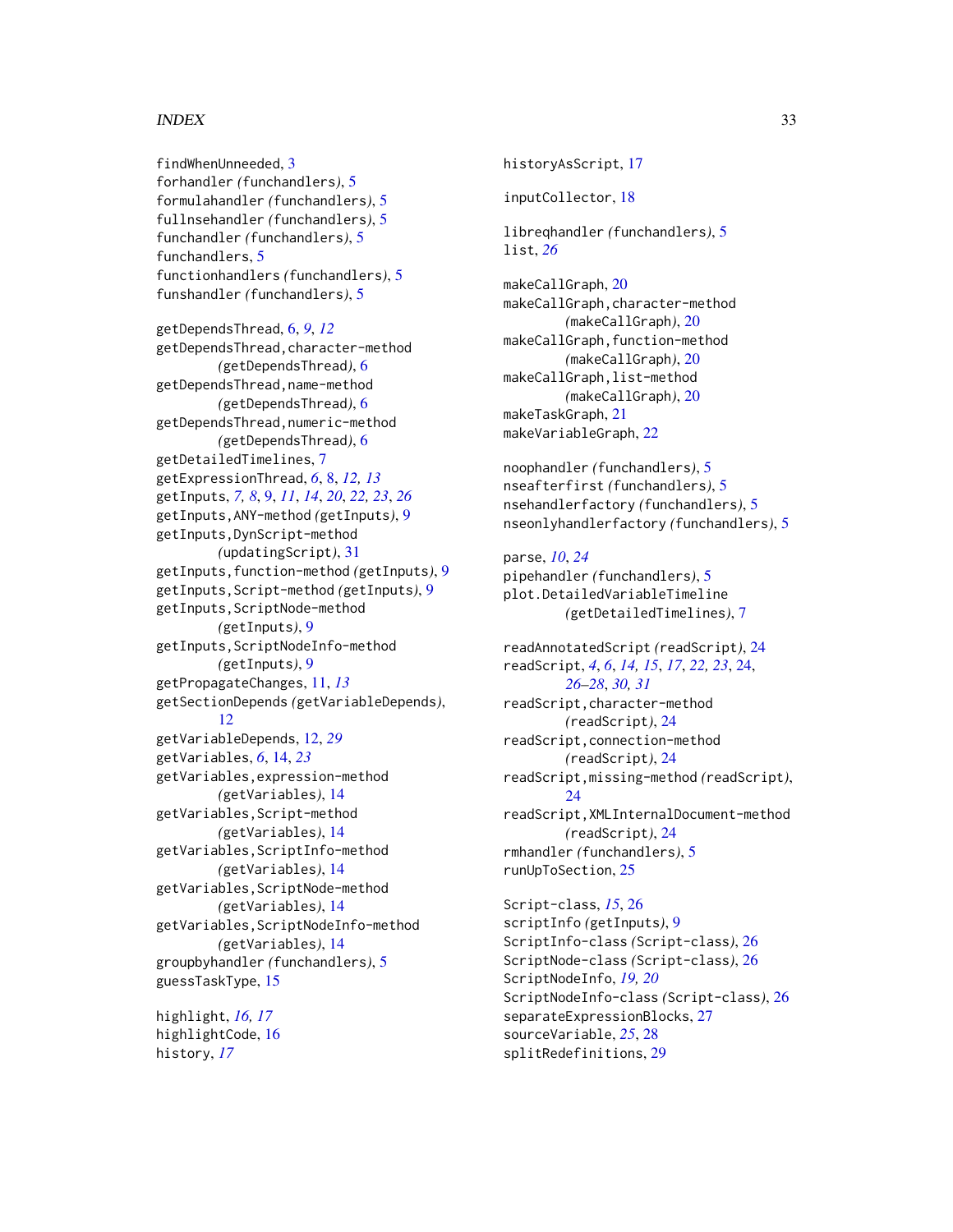findWhenUnneeded, 3
forhandler *(funchandlers)*, 5
formulahandler *(funchandlers)*, 5
fullnsehandler *(funchandlers)*, 5
funchandler *(funchandlers)*, 5
funchandlers, 5
functionhandlers *(funchandlers)*, 5
funshandler *(funchandlers)*, 5

getDependsThread, 6, *9*, *12*
getDependsThread,character-method *(getDependsThread)*, 6
getDependsThread,name-method *(getDependsThread)*, 6
getDependsThread,numeric-method *(getDependsThread)*, 6
getDetailedTimelines, 7
getExpressionThread, *6*, 8, *12*, *13*
getInputs, *7*, *8*, 9, *11*, *14*, *20*, *22*, *23*, *26*
getInputs,ANY-method *(getInputs)*, 9
getInputs,DynScript-method *(updatingScript)*, 31
getInputs,function-method *(getInputs)*, 9
getInputs,Script-method *(getInputs)*, 9
getInputs,ScriptNode-method *(getInputs)*, 9
getInputs,ScriptNodeInfo-method *(getInputs)*, 9
getPropagateChanges, 11, *13*
getSectionDepends *(getVariableDepends)*, 12
getVariableDepends, 12, *29*
getVariables, *6*, 14, *23*
getVariables,expression-method *(getVariables)*, 14
getVariables,Script-method *(getVariables)*, 14
getVariables,ScriptInfo-method *(getVariables)*, 14
getVariables,ScriptNode-method *(getVariables)*, 14
getVariables,ScriptNodeInfo-method *(getVariables)*, 14
groupbyhandler *(funchandlers)*, 5
guessTaskType, 15

highlight, *16*, *17*
highlightCode, 16
history, *17*

historyAsScript, 17

inputCollector, 18

libreqhandler *(funchandlers)*, 5
list, *26*

makeCallGraph, 20
makeCallGraph,character-method *(makeCallGraph)*, 20
makeCallGraph,function-method *(makeCallGraph)*, 20
makeCallGraph,list-method *(makeCallGraph)*, 20
makeTaskGraph, 21
makeVariableGraph, 22

noophandler *(funchandlers)*, 5
nseafterfirst *(funchandlers)*, 5
nsehandlerfactory *(funchandlers)*, 5
nseonlyhandlerfactory *(funchandlers)*, 5

parse, *10*, *24*
pipehandler *(funchandlers)*, 5
plot.DetailedVariableTimeline *(getDetailedTimelines)*, 7

readAnnotatedScript *(readScript)*, 24
readScript, *4*, *6*, *14*, *15*, *17*, *22*, *23*, 24, *26–28*, *30*, *31*
readScript,character-method *(readScript)*, 24
readScript,connection-method *(readScript)*, 24
readScript,missing-method *(readScript)*, 24
readScript,XMLInternalDocument-method *(readScript)*, 24
rmhandler *(funchandlers)*, 5
runUpToSection, 25

Script-class, *15*, 26
scriptInfo *(getInputs)*, 9
ScriptInfo-class *(Script-class)*, 26
ScriptNode-class *(Script-class)*, 26
ScriptNodeInfo, *19*, *20*
ScriptNodeInfo-class *(Script-class)*, 26
separateExpressionBlocks, 27
sourceVariable, *25*, 28
splitRedefinitions, 29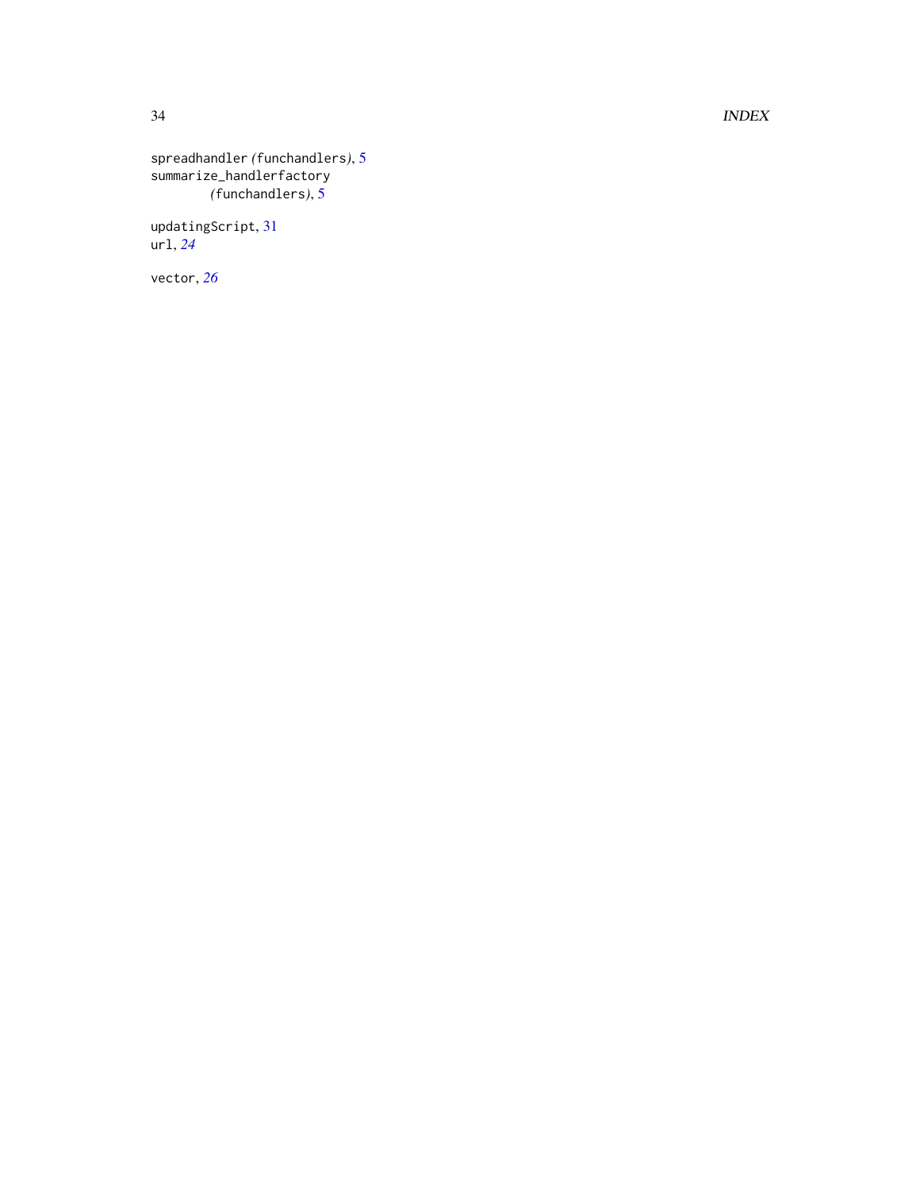spreadhandler *(*funchandlers*)*, 5
summarize_handlerfactory
        *(*funchandlers*)*, 5

updatingScript, 31
url, *24*

vector, *26*